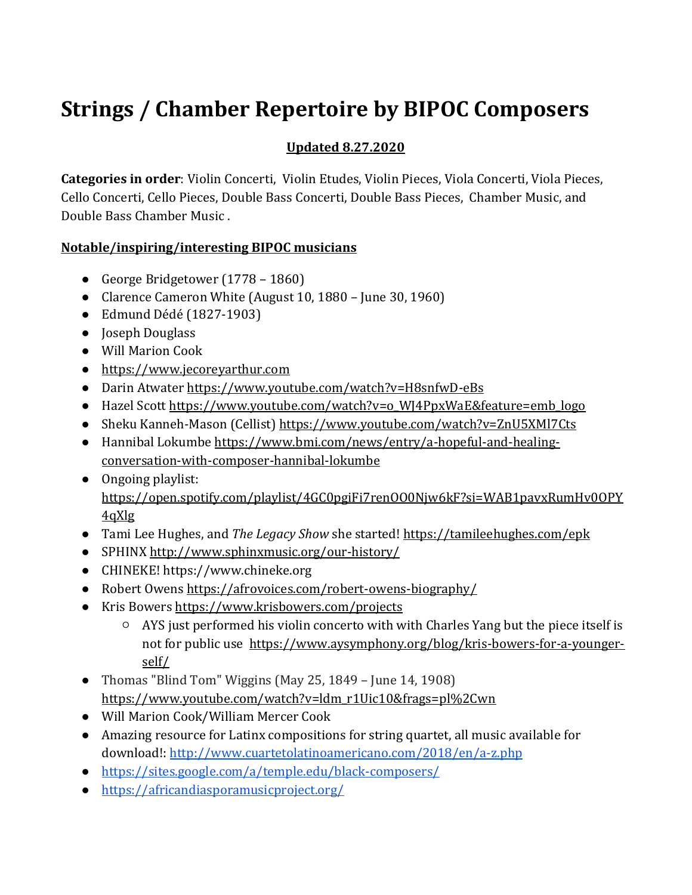# Strings / Chamber Repertoire by BIPOC Composers

**Updated 8.27.2020**

**Categories in order**: Violin Concerti, Violin Etudes, Violin Pieces, Viola Concerti, Viola Pieces, Cello Concerti, Cello Pieces, Double Bass Concerti, Double Bass Pieces, Chamber Music, and Double Bass Chamber Music .

**Notable/inspiring/interesting BIPOC musicians**

- George Bridgetower (1778 – 1860)
- Clarence Cameron White (August 10, 1880 – June 30, 1960)
- Edmund Dédé (1827-1903)
- Joseph Douglass
- Will Marion Cook
- https://www.jecoreyarthur.com
- Darin Atwater https://www.youtube.com/watch?v=H8snfwD-eBs
- Hazel Scott https://www.youtube.com/watch?v=o_WJ4PpxWaE&feature=emb_logo
- Sheku Kanneh-Mason (Cellist) https://www.youtube.com/watch?v=ZnU5XMl7Cts
- Hannibal Lokumbe https://www.bmi.com/news/entry/a-hopeful-and-healing-conversation-with-composer-hannibal-lokumbe
- Ongoing playlist: https://open.spotify.com/playlist/4GC0pgiFi7renOO0Njw6kF?si=WAB1pavxRumHv0OPY4qXlg
- Tami Lee Hughes, and *The Legacy Show* she started! https://tamileehughes.com/epk
- SPHINX http://www.sphinxmusic.org/our-history/
- CHINEKE! https://www.chineke.org
- Robert Owens https://afrovoices.com/robert-owens-biography/
- Kris Bowers https://www.krisbowers.com/projects
  - AYS just performed his violin concerto with with Charles Yang but the piece itself is not for public use https://www.aysymphony.org/blog/kris-bowers-for-a-younger-self/
- Thomas "Blind Tom" Wiggins (May 25, 1849 – June 14, 1908) https://www.youtube.com/watch?v=ldm_r1Uic10&frags=pl%2Cwn
- Will Marion Cook/William Mercer Cook
- Amazing resource for Latinx compositions for string quartet, all music available for download!: http://www.cuartetolatinoamericano.com/2018/en/a-z.php
- https://sites.google.com/a/temple.edu/black-composers/
- https://africandiasporamusicproject.org/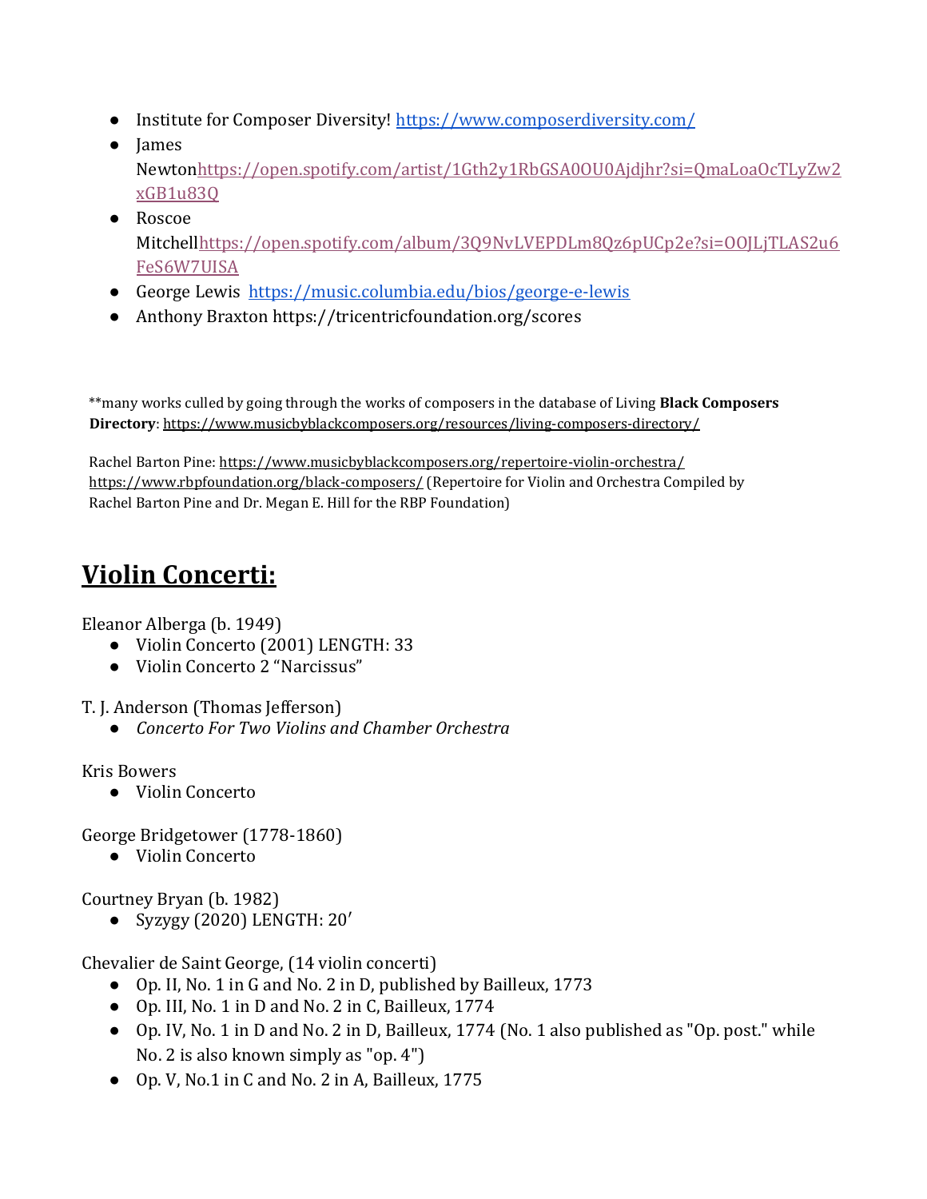- Institute for Composer Diversity! https://www.composerdiversity.com/
- James Newtonhttps://open.spotify.com/artist/1Gth2y1RbGSA0OU0Ajdjhr?si=QmaLoaOcTLyZw2xGB1u83Q
- Roscoe Mitchellhttps://open.spotify.com/album/3Q9NvLVEPDLm8Qz6pUCp2e?si=OOJLjTLAS2u6FeS6W7UISA
- George Lewis https://music.columbia.edu/bios/george-e-lewis
- Anthony Braxton https://tricentricfoundation.org/scores

**many works culled by going through the works of composers in the database of Living **Black Composers Directory**: https://www.musicbyblackcomposers.org/resources/living-composers-directory/

Rachel Barton Pine: https://www.musicbyblackcomposers.org/repertoire-violin-orchestra/
https://www.rbpfoundation.org/black-composers/ (Repertoire for Violin and Orchestra Compiled by Rachel Barton Pine and Dr. Megan E. Hill for the RBP Foundation)

# Violin Concerti:

Eleanor Alberga (b. 1949)

- Violin Concerto (2001) LENGTH: 33
- Violin Concerto 2 "Narcissus"

T. J. Anderson (Thomas Jefferson)

- *Concerto For Two Violins and Chamber Orchestra*

Kris Bowers

- Violin Concerto

George Bridgetower (1778-1860)

- Violin Concerto

Courtney Bryan (b. 1982)

- Syzygy (2020) LENGTH: 20′

Chevalier de Saint George, (14 violin concerti)

- Op. II, No. 1 in G and No. 2 in D, published by Bailleux, 1773
- Op. III, No. 1 in D and No. 2 in C, Bailleux, 1774
- Op. IV, No. 1 in D and No. 2 in D, Bailleux, 1774 (No. 1 also published as "Op. post." while No. 2 is also known simply as "op. 4")
- Op. V, No.1 in C and No. 2 in A, Bailleux, 1775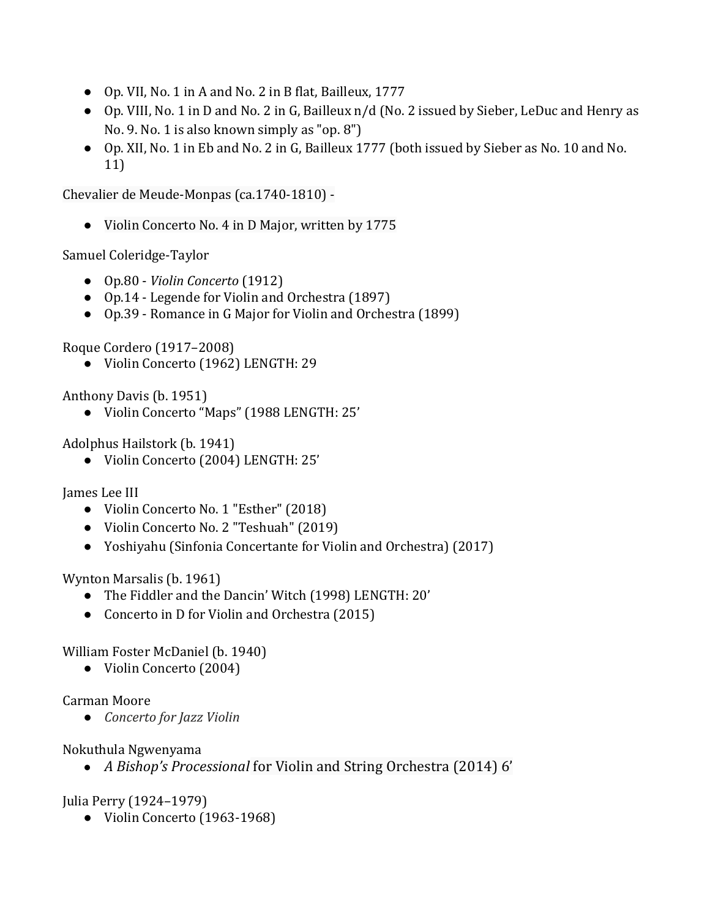- Op. VII, No. 1 in A and No. 2 in B flat, Bailleux, 1777
- Op. VIII, No. 1 in D and No. 2 in G, Bailleux n/d (No. 2 issued by Sieber, LeDuc and Henry as No. 9. No. 1 is also known simply as "op. 8")
- Op. XII, No. 1 in Eb and No. 2 in G, Bailleux 1777 (both issued by Sieber as No. 10 and No. 11)

Chevalier de Meude-Monpas (ca.1740-1810) -

- Violin Concerto No. 4 in D Major, written by 1775

Samuel Coleridge-Taylor

- Op.80 - *Violin Concerto* (1912)
- Op.14 - Legende for Violin and Orchestra (1897)
- Op.39 - Romance in G Major for Violin and Orchestra (1899)

Roque Cordero (1917–2008)
- Violin Concerto (1962) LENGTH: 29

Anthony Davis (b. 1951)
- Violin Concerto "Maps" (1988 LENGTH: 25'

Adolphus Hailstork (b. 1941)
- Violin Concerto (2004) LENGTH: 25'

James Lee III
- Violin Concerto No. 1 "Esther" (2018)
- Violin Concerto No. 2 "Teshuah" (2019)
- Yoshiyahu (Sinfonia Concertante for Violin and Orchestra) (2017)

Wynton Marsalis (b. 1961)
- The Fiddler and the Dancin' Witch (1998) LENGTH: 20'
- Concerto in D for Violin and Orchestra (2015)

William Foster McDaniel (b. 1940)
- Violin Concerto (2004)

Carman Moore
- *Concerto for Jazz Violin*

Nokuthula Ngwenyama
- *A Bishop's Processional* for Violin and String Orchestra (2014) 6'

Julia Perry (1924–1979)
- Violin Concerto (1963-1968)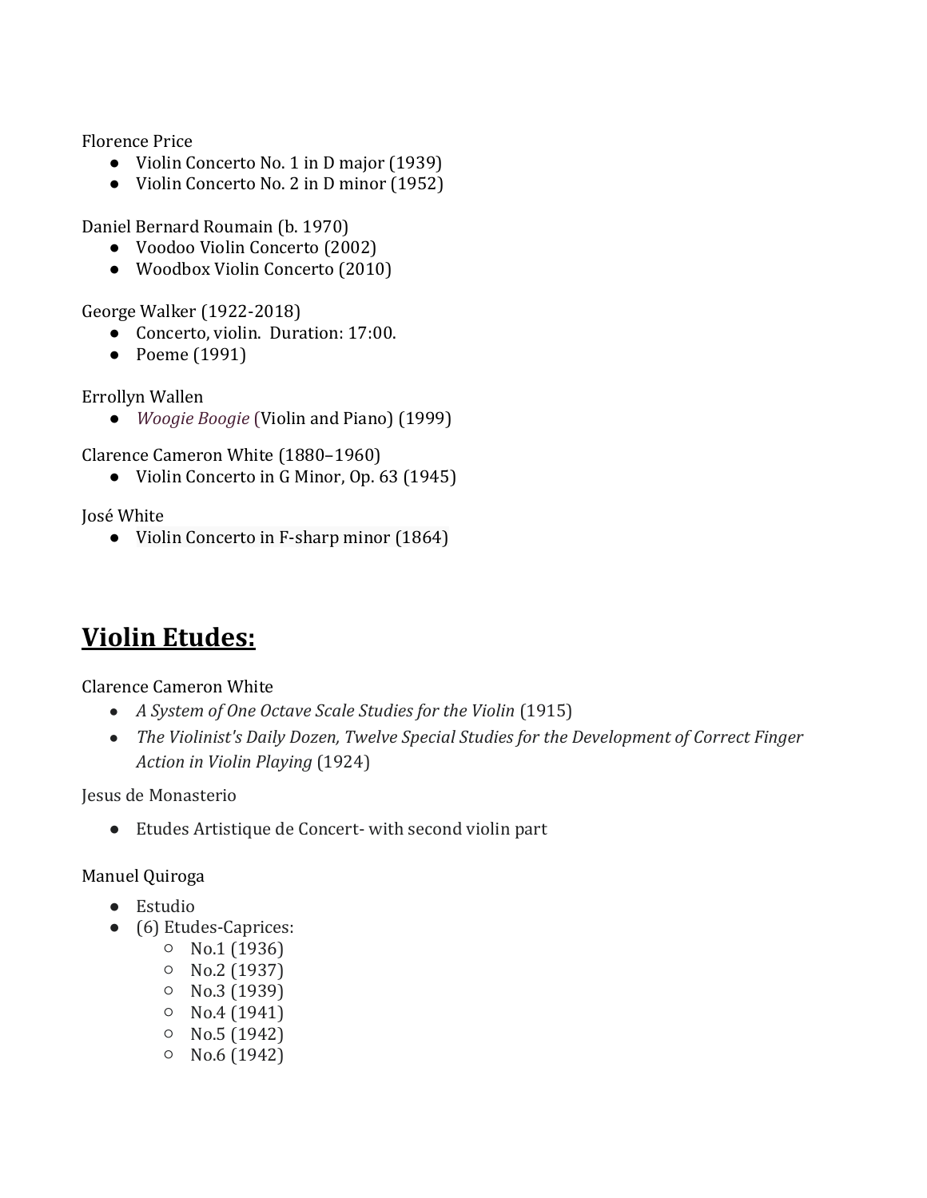Florence Price

- Violin Concerto No. 1 in D major (1939)
- Violin Concerto No. 2 in D minor (1952)

Daniel Bernard Roumain (b. 1970)

- Voodoo Violin Concerto (2002)
- Woodbox Violin Concerto (2010)

George Walker (1922-2018)

- Concerto, violin.  Duration: 17:00.
- Poeme (1991)

Errollyn Wallen

- *Woogie Boogie* (Violin and Piano) (1999)

Clarence Cameron White (1880–1960)

- Violin Concerto in G Minor, Op. 63 (1945)

José White

- Violin Concerto in F-sharp minor (1864)

## **Violin Etudes:**

Clarence Cameron White

- *A System of One Octave Scale Studies for the Violin* (1915)
- *The Violinist's Daily Dozen, Twelve Special Studies for the Development of Correct Finger Action in Violin Playing* (1924)

Jesus de Monasterio

- Etudes Artistique de Concert- with second violin part

Manuel Quiroga

- Estudio
- (6) Etudes-Caprices:
  - No.1 (1936)
  - No.2 (1937)
  - No.3 (1939)
  - No.4 (1941)
  - No.5 (1942)
  - No.6 (1942)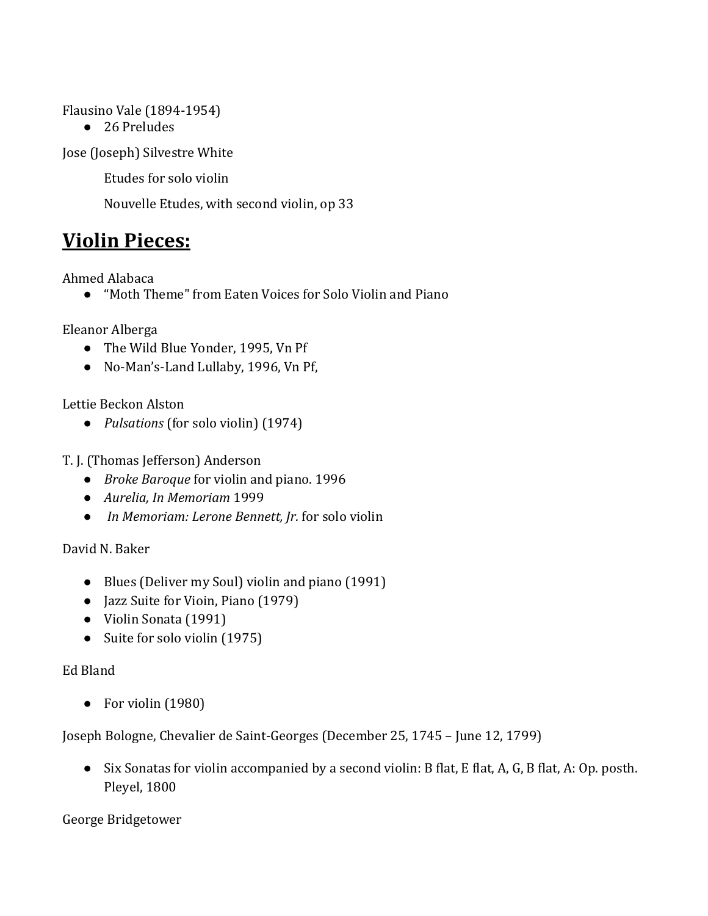Flausino Vale (1894-1954)

- 26 Preludes

Jose (Joseph) Silvestre White

Etudes for solo violin

Nouvelle Etudes, with second violin, op 33

## **Violin Pieces:**

Ahmed Alabaca

- “Moth Theme" from Eaten Voices for Solo Violin and Piano

Eleanor Alberga

- The Wild Blue Yonder, 1995, Vn Pf
- No-Man’s-Land Lullaby, 1996, Vn Pf,

Lettie Beckon Alston

- *Pulsations* (for solo violin) (1974)

T. J. (Thomas Jefferson) Anderson

- *Broke Baroque* for violin and piano. 1996
- *Aurelia, In Memoriam* 1999
- *In Memoriam: Lerone Bennett, Jr.* for solo violin

David N. Baker

- Blues (Deliver my Soul) violin and piano (1991)
- Jazz Suite for Vioin, Piano (1979)
- Violin Sonata (1991)
- Suite for solo violin (1975)

Ed Bland

- For violin (1980)

Joseph Bologne, Chevalier de Saint-Georges (December 25, 1745 – June 12, 1799)

- Six Sonatas for violin accompanied by a second violin: B flat, E flat, A, G, B flat, A: Op. posth. Pleyel, 1800

George Bridgetower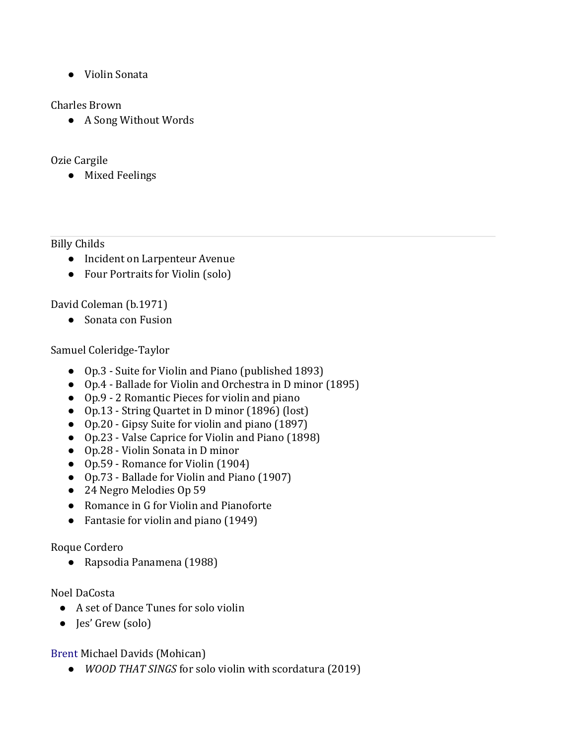- Violin Sonata

Charles Brown
- A Song Without Words

Ozie Cargile
- Mixed Feelings

---

Billy Childs
- Incident on Larpenteur Avenue
- Four Portraits for Violin (solo)

David Coleman (b.1971)
- Sonata con Fusion

Samuel Coleridge-Taylor

- Op.3 - Suite for Violin and Piano (published 1893)
- Op.4 - Ballade for Violin and Orchestra in D minor (1895)
- Op.9 - 2 Romantic Pieces for violin and piano
- Op.13 - String Quartet in D minor (1896) (lost)
- Op.20 - Gipsy Suite for violin and piano (1897)
- Op.23 - Valse Caprice for Violin and Piano (1898)
- Op.28 - Violin Sonata in D minor
- Op.59 - Romance for Violin (1904)
- Op.73 - Ballade for Violin and Piano (1907)
- 24 Negro Melodies Op 59
- Romance in G for Violin and Pianoforte
- Fantasie for violin and piano (1949)

Roque Cordero
- Rapsodia Panamena (1988)

Noel DaCosta
- A set of Dance Tunes for solo violin
- Jes' Grew (solo)

Brent Michael Davids (Mohican)
- *WOOD THAT SINGS* for solo violin with scordatura (2019)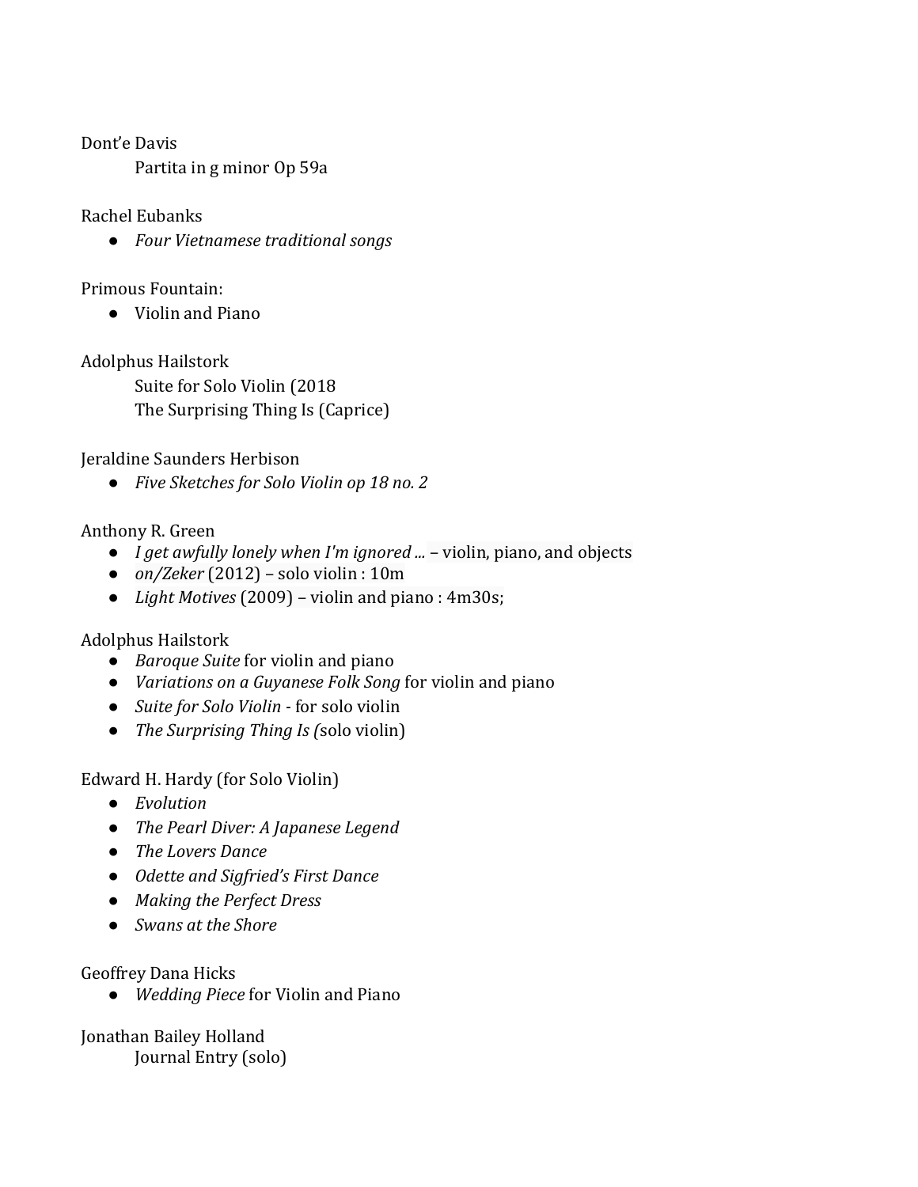Dont'e Davis

Partita in g minor Op 59a

Rachel Eubanks

- *Four Vietnamese traditional songs*

Primous Fountain:

- Violin and Piano

Adolphus Hailstork

Suite for Solo Violin (2018

The Surprising Thing Is (Caprice)

Jeraldine Saunders Herbison

- *Five Sketches for Solo Violin op 18 no. 2*

Anthony R. Green

- *I get awfully lonely when I'm ignored ...* – violin, piano, and objects
- *on/Zeker* (2012) – solo violin : 10m
- *Light Motives* (2009) – violin and piano : 4m30s;

Adolphus Hailstork

- *Baroque Suite* for violin and piano
- *Variations on a Guyanese Folk Song* for violin and piano
- *Suite for Solo Violin* - for solo violin
- *The Surprising Thing Is (*solo violin)

Edward H. Hardy (for Solo Violin)

- *Evolution*
- *The Pearl Diver: A Japanese Legend*
- *The Lovers Dance*
- *Odette and Sigfried's First Dance*
- *Making the Perfect Dress*
- *Swans at the Shore*

Geoffrey Dana Hicks

- *Wedding Piece* for Violin and Piano

Jonathan Bailey Holland

Journal Entry (solo)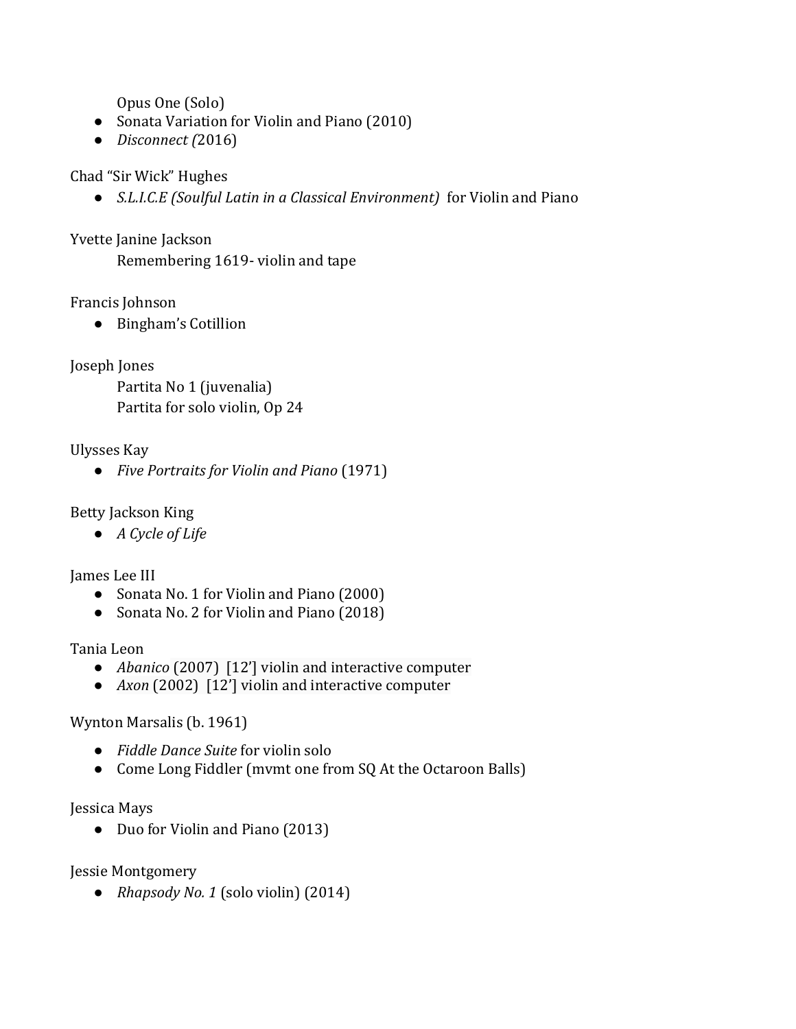Opus One (Solo)

- Sonata Variation for Violin and Piano (2010)
- *Disconnect (*2016)

Chad "Sir Wick" Hughes

- *S.L.I.C.E (Soulful Latin in a Classical Environment)* for Violin and Piano

Yvette Janine Jackson

Remembering 1619- violin and tape

Francis Johnson

- Bingham's Cotillion

Joseph Jones

Partita No 1 (juvenalia)
Partita for solo violin, Op 24

Ulysses Kay

- *Five Portraits for Violin and Piano* (1971)

Betty Jackson King

- *A Cycle of Life*

James Lee III

- Sonata No. 1 for Violin and Piano (2000)
- Sonata No. 2 for Violin and Piano (2018)

Tania Leon

- *Abanico* (2007) [12'] violin and interactive computer
- *Axon* (2002) [12'] violin and interactive computer

Wynton Marsalis (b. 1961)

- *Fiddle Dance Suite* for violin solo
- Come Long Fiddler (mvmt one from SQ At the Octaroon Balls)

Jessica Mays

- Duo for Violin and Piano (2013)

Jessie Montgomery

- *Rhapsody No. 1* (solo violin) (2014)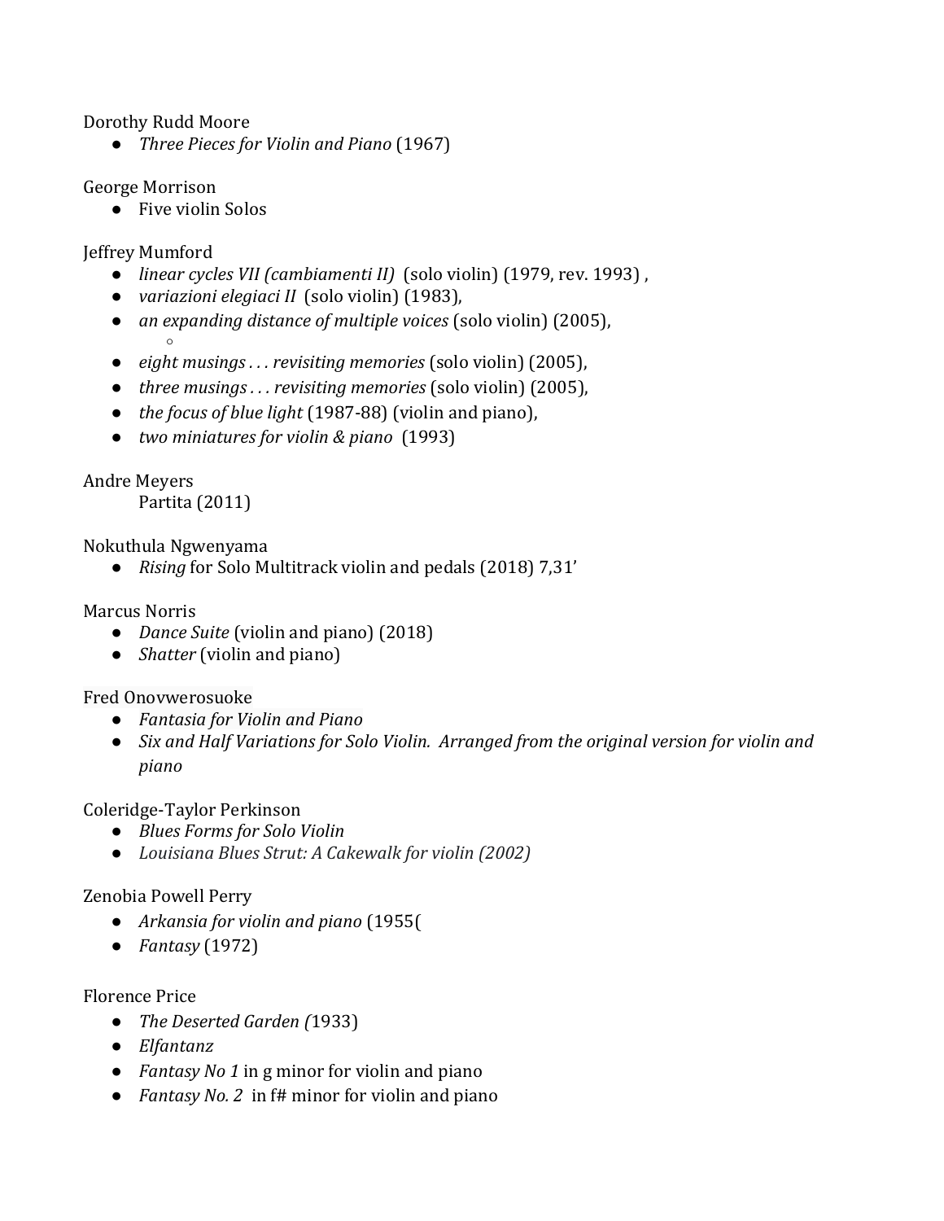Dorothy Rudd Moore

- *Three Pieces for Violin and Piano* (1967)

George Morrison

- Five violin Solos

Jeffrey Mumford

- *linear cycles VII (cambiamenti II)* (solo violin) (1979, rev. 1993) ,
- *variazioni elegiaci II* (solo violin) (1983),
- *an expanding distance of multiple voices* (solo violin) (2005),
  - 
- *eight musings . . . revisiting memories* (solo violin) (2005),
- *three musings . . . revisiting memories* (solo violin) (2005),
- *the focus of blue light* (1987-88) (violin and piano),
- *two miniatures for violin & piano* (1993)

Andre Meyers

Partita (2011)

Nokuthula Ngwenyama

- *Rising* for Solo Multitrack violin and pedals (2018) 7,31'

Marcus Norris

- *Dance Suite* (violin and piano) (2018)
- *Shatter* (violin and piano)

Fred Onovwerosuoke

- *Fantasia for Violin and Piano*
- *Six and Half Variations for Solo Violin. Arranged from the original version for violin and piano*

Coleridge-Taylor Perkinson

- *Blues Forms for Solo Violin*
- *Louisiana Blues Strut: A Cakewalk for violin (2002)*

Zenobia Powell Perry

- *Arkansia for violin and piano* (1955(
- *Fantasy* (1972)

Florence Price

- *The Deserted Garden (*1933)
- *Elfantanz*
- *Fantasy No 1* in g minor for violin and piano
- *Fantasy No. 2* in f# minor for violin and piano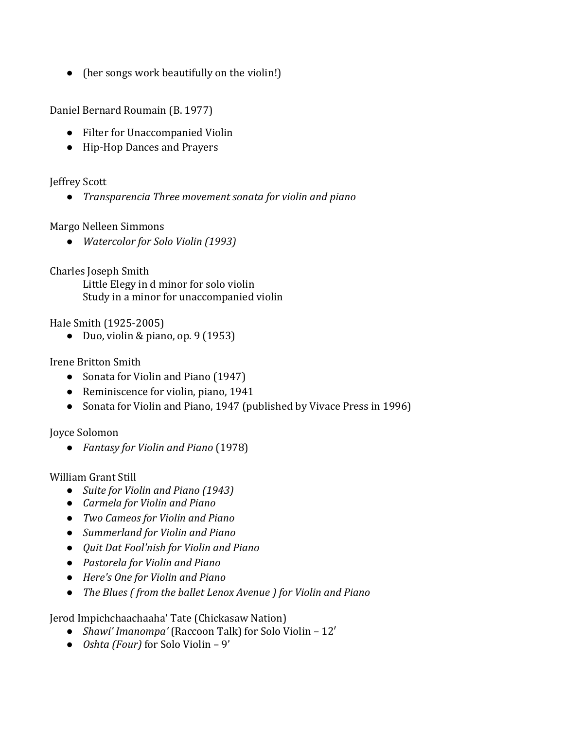- (her songs work beautifully on the violin!)

Daniel Bernard Roumain (B. 1977)

- Filter for Unaccompanied Violin
- Hip-Hop Dances and Prayers

Jeffrey Scott

- *Transparencia Three movement sonata for violin and piano*

Margo Nelleen Simmons

- *Watercolor for Solo Violin (1993)*

Charles Joseph Smith

Little Elegy in d minor for solo violin
Study in a minor for unaccompanied violin

Hale Smith (1925-2005)

- Duo, violin & piano, op. 9 (1953)

Irene Britton Smith

- Sonata for Violin and Piano (1947)
- Reminiscence for violin, piano, 1941
- Sonata for Violin and Piano, 1947 (published by Vivace Press in 1996)

Joyce Solomon

- *Fantasy for Violin and Piano* (1978)

William Grant Still

- *Suite for Violin and Piano (1943)*
- *Carmela for Violin and Piano*
- *Two Cameos for Violin and Piano*
- *Summerland for Violin and Piano*
- *Quit Dat Fool'nish for Violin and Piano*
- *Pastorela for Violin and Piano*
- *Here's One for Violin and Piano*
- *The Blues ( from the ballet Lenox Avenue ) for Violin and Piano*

Jerod Impichchaachaaha' Tate (Chickasaw Nation)

- *Shawi' Imanompa'* (Raccoon Talk) for Solo Violin – 12′
- *Oshta (Four)* for Solo Violin – 9'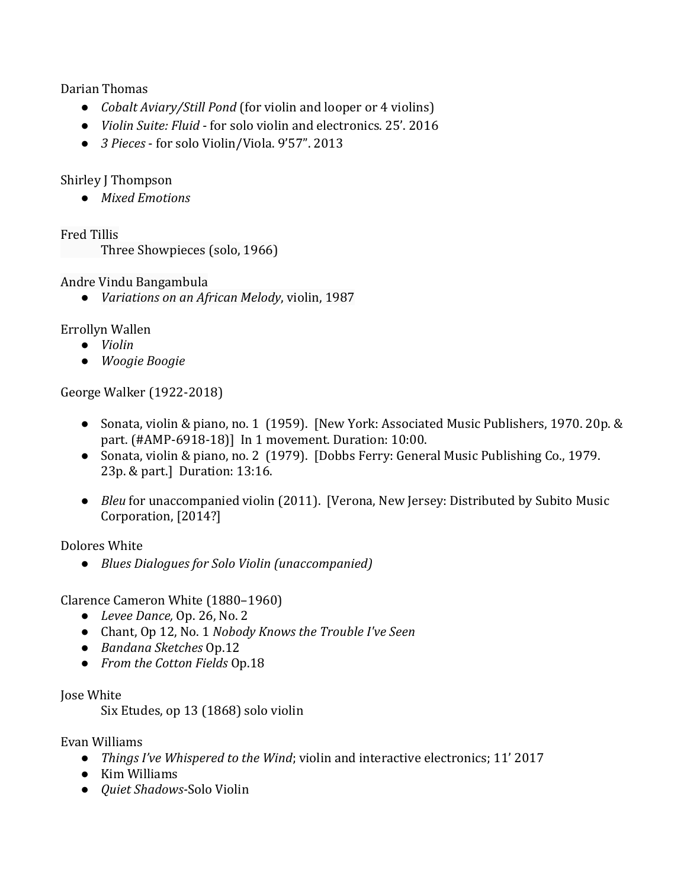Darian Thomas

- *Cobalt Aviary/Still Pond* (for violin and looper or 4 violins)
- *Violin Suite: Fluid* - for solo violin and electronics. 25'. 2016
- *3 Pieces* - for solo Violin/Viola. 9'57". 2013

Shirley J Thompson

- *Mixed Emotions*

Fred Tillis

Three Showpieces (solo, 1966)

Andre Vindu Bangambula

- *Variations on an African Melody*, violin, 1987

Errollyn Wallen

- *Violin*
- *Woogie Boogie*

George Walker (1922-2018)

- Sonata, violin & piano, no. 1 (1959). [New York: Associated Music Publishers, 1970. 20p. & part. (#AMP-6918-18)] In 1 movement. Duration: 10:00.
- Sonata, violin & piano, no. 2 (1979). [Dobbs Ferry: General Music Publishing Co., 1979. 23p. & part.] Duration: 13:16.
- *Bleu* for unaccompanied violin (2011). [Verona, New Jersey: Distributed by Subito Music Corporation, [2014?]

Dolores White

- *Blues Dialogues for Solo Violin (unaccompanied)*

Clarence Cameron White (1880–1960)

- *Levee Dance,* Op. 26, No. 2
- Chant, Op 12, No. 1 *Nobody Knows the Trouble I've Seen*
- *Bandana Sketches* Op.12
- *From the Cotton Fields* Op.18

Jose White

Six Etudes, op 13 (1868) solo violin

Evan Williams

- *Things I've Whispered to the Wind*; violin and interactive electronics; 11' 2017
- Kim Williams
- *Quiet Shadows*-Solo Violin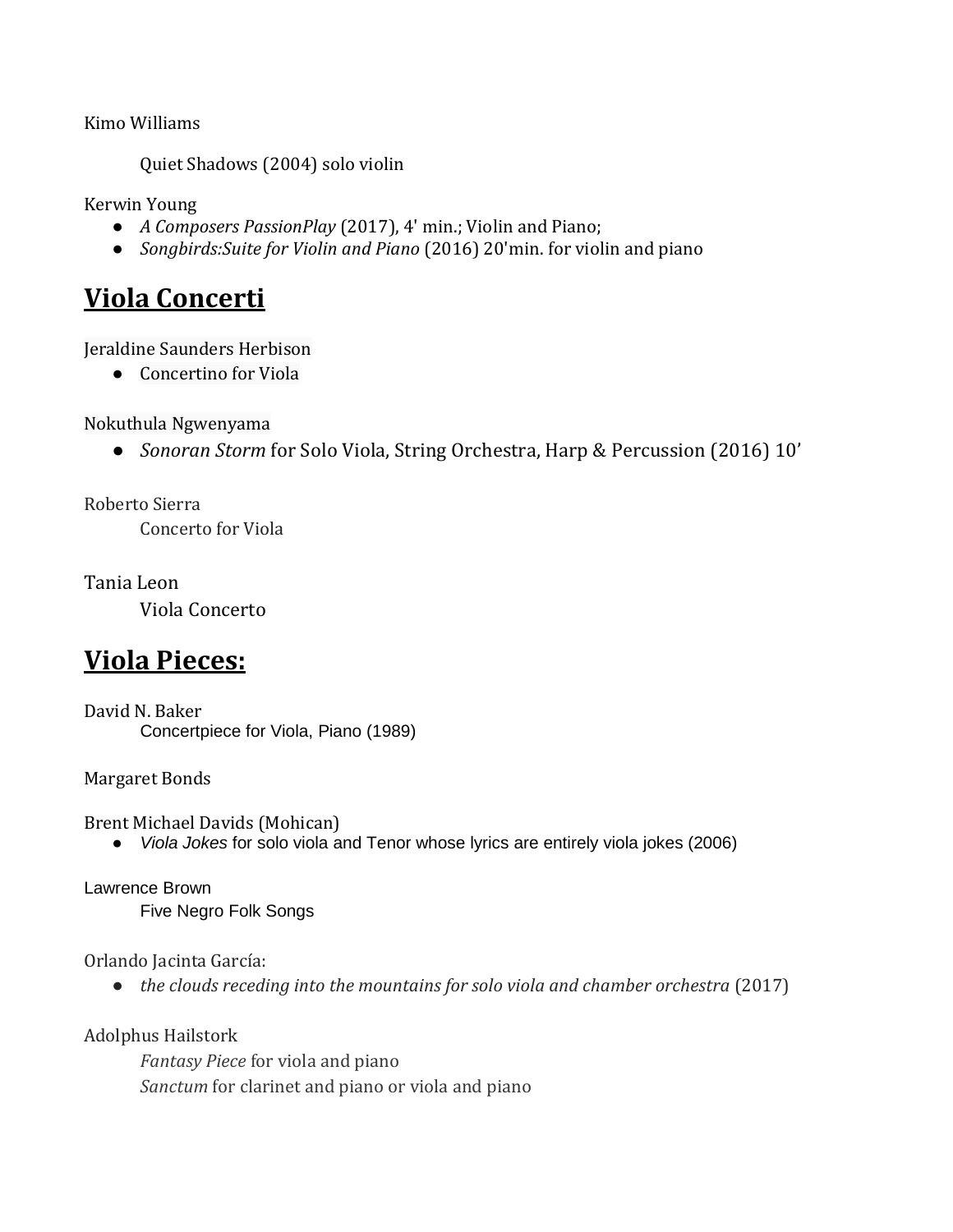Kimo Williams

Quiet Shadows (2004) solo violin

Kerwin Young

- *A Composers PassionPlay* (2017), 4' min.; Violin and Piano;
- *Songbirds:Suite for Violin and Piano* (2016) 20'min. for violin and piano

## **Viola Concerti**

Jeraldine Saunders Herbison

- Concertino for Viola

Nokuthula Ngwenyama

- *Sonoran Storm* for Solo Viola, String Orchestra, Harp & Percussion (2016) 10'

Roberto Sierra

Concerto for Viola

Tania Leon

Viola Concerto

## **Viola Pieces:**

David N. Baker

Concertpiece for Viola, Piano (1989)

Margaret Bonds

Brent Michael Davids (Mohican)

- *Viola Jokes* for solo viola and Tenor whose lyrics are entirely viola jokes (2006)

Lawrence Brown

Five Negro Folk Songs

Orlando Jacinta García:

- *the clouds receding into the mountains for solo viola and chamber orchestra* (2017)

Adolphus Hailstork

*Fantasy Piece* for viola and piano

*Sanctum* for clarinet and piano or viola and piano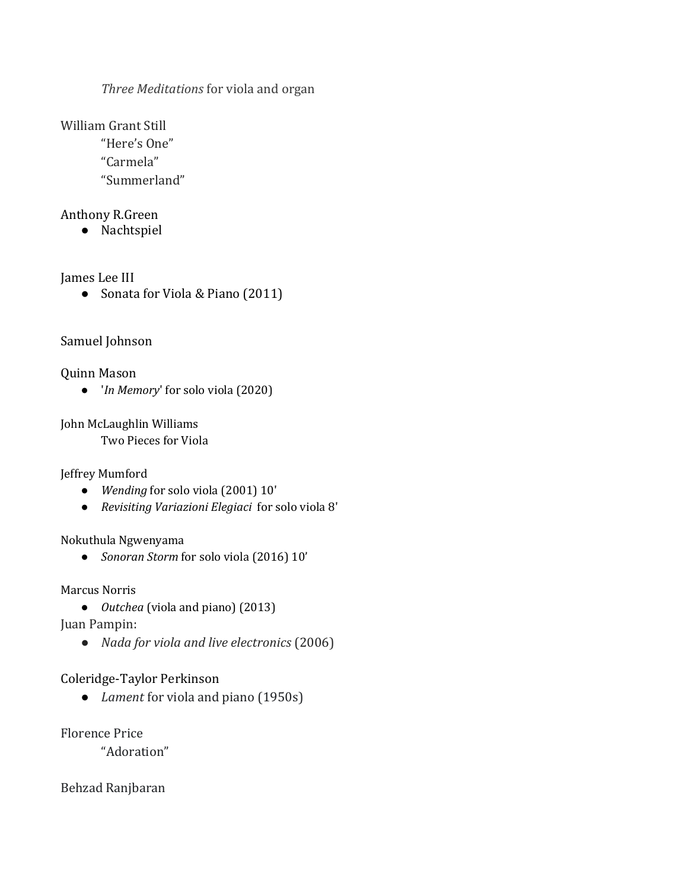*Three Meditations* for viola and organ

William Grant Still

"Here's One"

"Carmela"

"Summerland"

Anthony R.Green

- Nachtspiel

James Lee III

- Sonata for Viola & Piano (2011)

Samuel Johnson

Quinn Mason

- '*In Memory*' for solo viola (2020)

John McLaughlin Williams

Two Pieces for Viola

Jeffrey Mumford

- *Wending* for solo viola (2001) 10'
- *Revisiting Variazioni Elegiaci* for solo viola 8'

Nokuthula Ngwenyama

- *Sonoran Storm* for solo viola (2016) 10'

Marcus Norris

- *Outchea* (viola and piano) (2013)

Juan Pampin:

- *Nada for viola and live electronics* (2006)

Coleridge-Taylor Perkinson

- *Lament* for viola and piano (1950s)

Florence Price

"Adoration"

Behzad Ranjbaran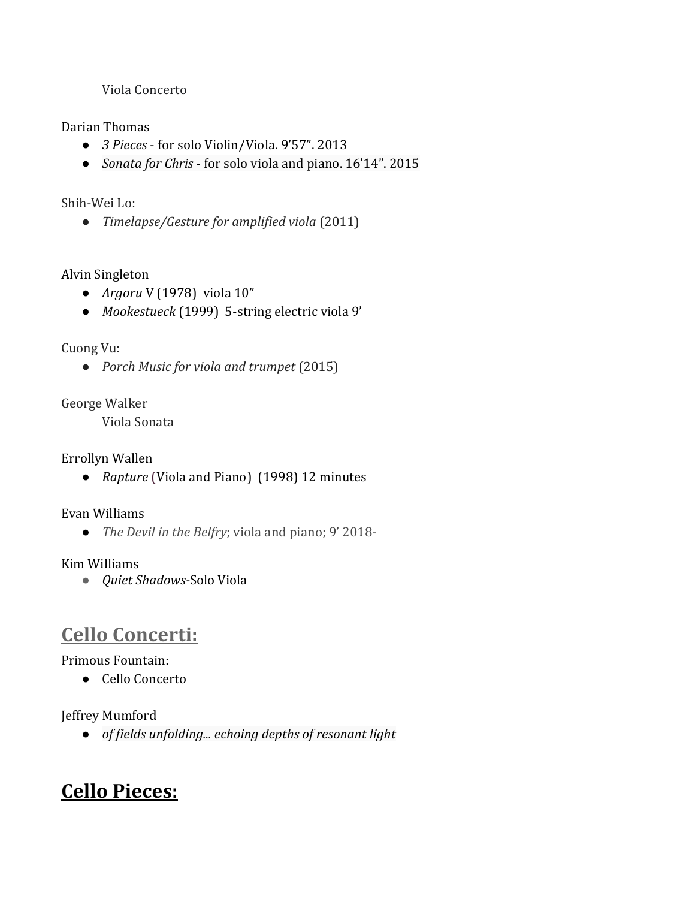Viola Concerto

Darian Thomas
- *3 Pieces* - for solo Violin/Viola. 9'57". 2013
- *Sonata for Chris* - for solo viola and piano. 16'14". 2015

Shih-Wei Lo:
- *Timelapse/Gesture for amplified viola* (2011)

Alvin Singleton
- *Argoru* V (1978) viola 10"
- *Mookestueck* (1999) 5-string electric viola 9'

Cuong Vu:
- *Porch Music for viola and trumpet* (2015)

George Walker

Viola Sonata

Errollyn Wallen
- *Rapture* (Viola and Piano) (1998) 12 minutes

Evan Williams
- *The Devil in the Belfry*; viola and piano; 9' 2018-

Kim Williams
- *Quiet Shadows*-Solo Viola

## Cello Concerti:

Primous Fountain:
- Cello Concerto

Jeffrey Mumford
- *of fields unfolding... echoing depths of resonant light*

## Cello Pieces: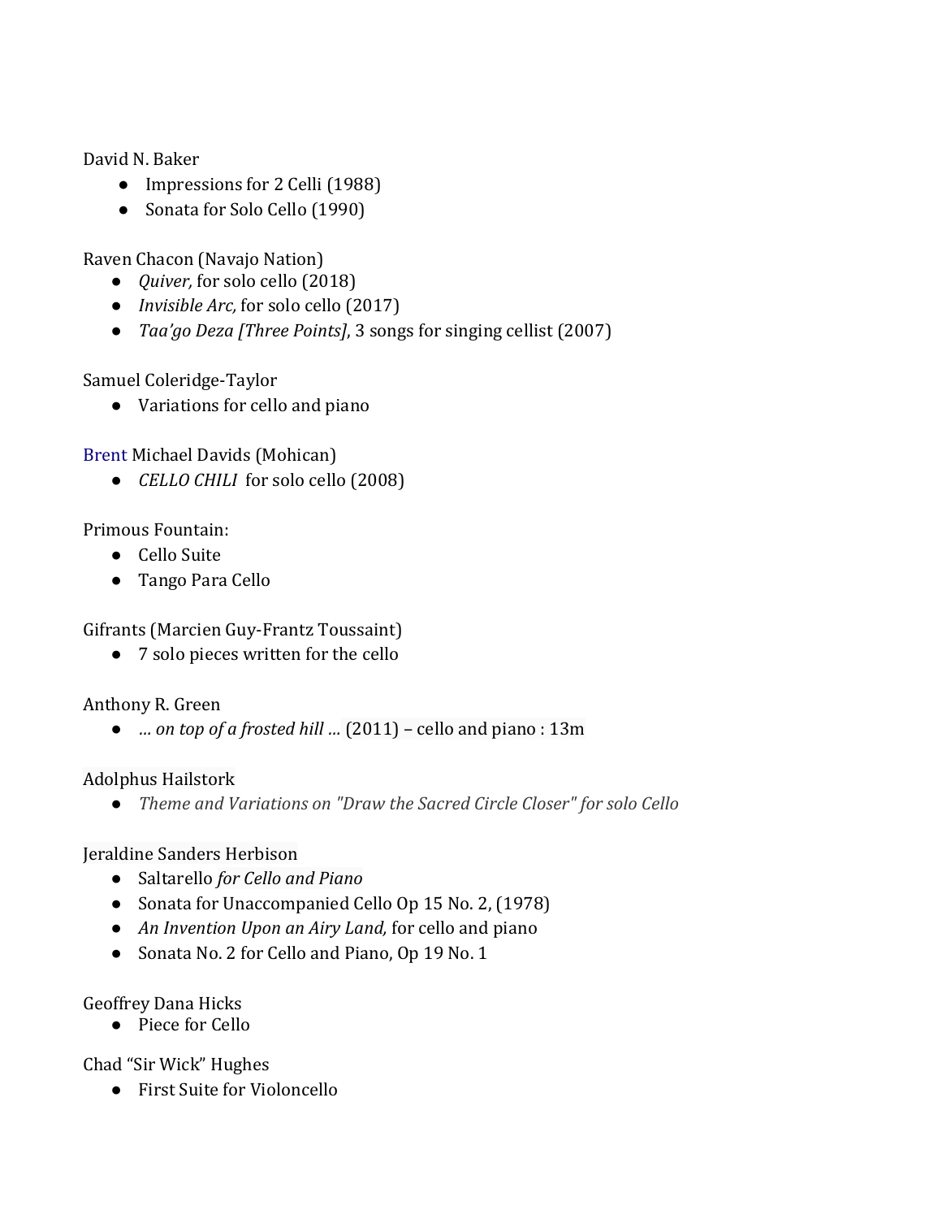David N. Baker

- Impressions for 2 Celli (1988)
- Sonata for Solo Cello (1990)

Raven Chacon (Navajo Nation)

- *Quiver,* for solo cello (2018)
- *Invisible Arc,* for solo cello (2017)
- *Taa'go Deza [Three Points]*, 3 songs for singing cellist (2007)

Samuel Coleridge-Taylor

- Variations for cello and piano

Brent Michael Davids (Mohican)

- *CELLO CHILI* for solo cello (2008)

Primous Fountain:

- Cello Suite
- Tango Para Cello

Gifrants (Marcien Guy-Frantz Toussaint)

- 7 solo pieces written for the cello

Anthony R. Green

- *… on top of a frosted hill …* (2011) – cello and piano : 13m

Adolphus Hailstork

- *Theme and Variations on "Draw the Sacred Circle Closer" for solo Cello*

Jeraldine Sanders Herbison

- Saltarello *for Cello and Piano*
- Sonata for Unaccompanied Cello Op 15 No. 2, (1978)
- *An Invention Upon an Airy Land,* for cello and piano
- Sonata No. 2 for Cello and Piano, Op 19 No. 1

Geoffrey Dana Hicks

- Piece for Cello

Chad "Sir Wick" Hughes

- First Suite for Violoncello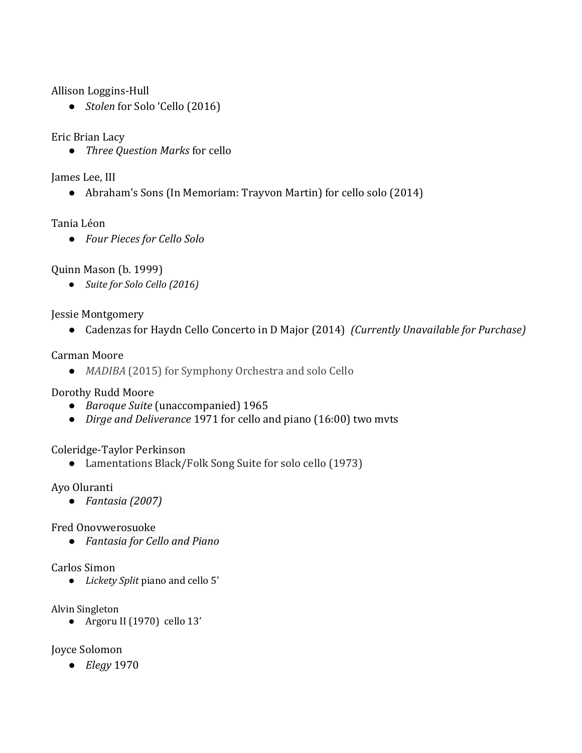Allison Loggins-Hull

- *Stolen* for Solo 'Cello (2016)

Eric Brian Lacy

- *Three Question Marks* for cello

James Lee, III

- Abraham's Sons (In Memoriam: Trayvon Martin) for cello solo (2014)

Tania Léon

- *Four Pieces for Cello Solo*

Quinn Mason (b. 1999)

- *Suite for Solo Cello (2016)*

Jessie Montgomery

- Cadenzas for Haydn Cello Concerto in D Major (2014) *(Currently Unavailable for Purchase)*

Carman Moore

- *MADIBA* (2015) for Symphony Orchestra and solo Cello

Dorothy Rudd Moore

- *Baroque Suite* (unaccompanied) 1965
- *Dirge and Deliverance* 1971 for cello and piano (16:00) two mvts

Coleridge-Taylor Perkinson

- Lamentations Black/Folk Song Suite for solo cello (1973)

Ayo Oluranti

- *Fantasia (2007)*

Fred Onovwerosuoke

- *Fantasia for Cello and Piano*

Carlos Simon

- *Lickety Split* piano and cello 5'

Alvin Singleton

- Argoru II (1970) cello 13'

Joyce Solomon

- *Elegy* 1970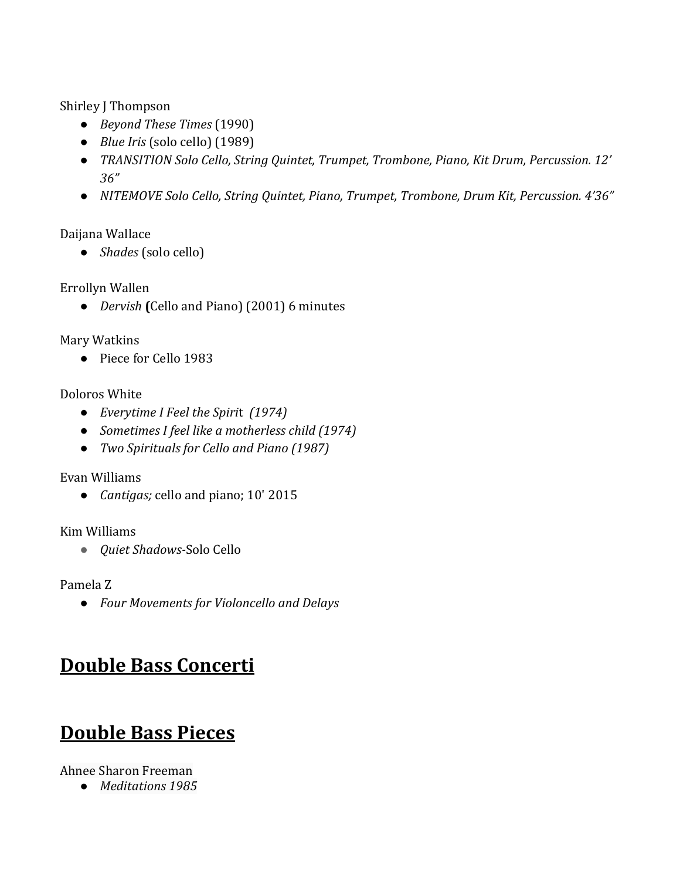Shirley J Thompson

- *Beyond These Times* (1990)
- *Blue Iris* (solo cello) (1989)
- *TRANSITION Solo Cello, String Quintet, Trumpet, Trombone, Piano, Kit Drum, Percussion. 12' 36"*
- *NITEMOVE Solo Cello, String Quintet, Piano, Trumpet, Trombone, Drum Kit, Percussion. 4'36"*

Daijana Wallace

- *Shades* (solo cello)

Errollyn Wallen

- *Dervish* **(**Cello and Piano) (2001) 6 minutes

Mary Watkins

- Piece for Cello 1983

Doloros White

- *Everytime I Feel the Spiri*t *(1974)*
- *Sometimes I feel like a motherless child (1974)*
- *Two Spirituals for Cello and Piano (1987)*

Evan Williams

- *Cantigas;* cello and piano; 10' 2015

Kim Williams

- *Quiet Shadows*-Solo Cello

Pamela Z

- *Four Movements for Violoncello and Delays*

## **Double Bass Concerti**

## **Double Bass Pieces**

Ahnee Sharon Freeman

- *Meditations 1985*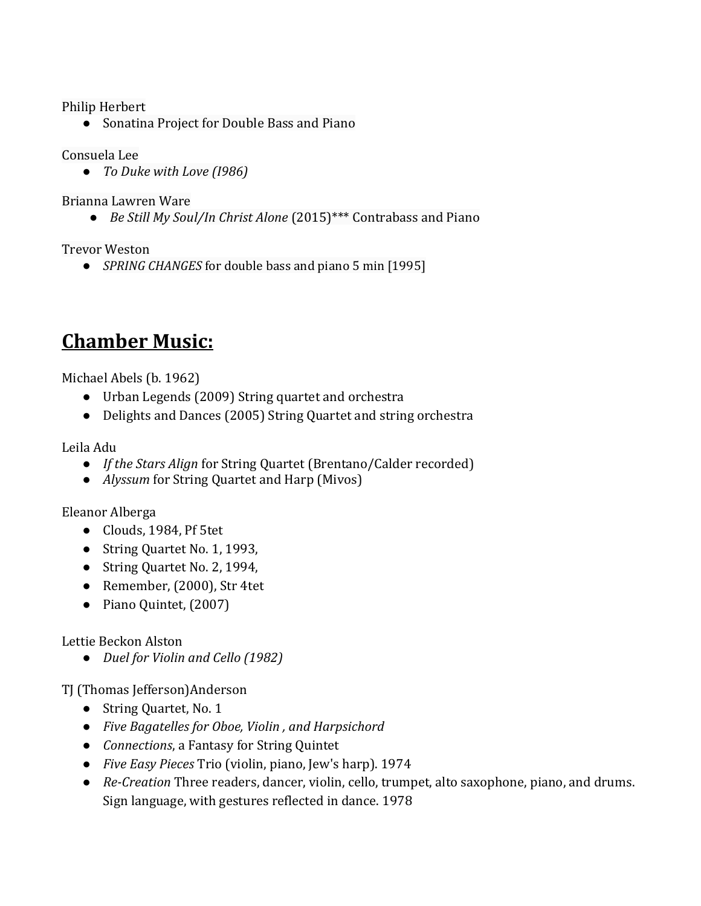Philip Herbert

- Sonatina Project for Double Bass and Piano

Consuela Lee

- *To Duke with Love (I986)*

Brianna Lawren Ware

- *Be Still My Soul/In Christ Alone* (2015)*** Contrabass and Piano

Trevor Weston

- *SPRING CHANGES* for double bass and piano 5 min [1995]

## **Chamber Music:**

Michael Abels (b. 1962)

- Urban Legends (2009) String quartet and orchestra
- Delights and Dances (2005) String Quartet and string orchestra

Leila Adu

- *If the Stars Align* for String Quartet (Brentano/Calder recorded)
- *Alyssum* for String Quartet and Harp (Mivos)

Eleanor Alberga

- Clouds, 1984, Pf 5tet
- String Quartet No. 1, 1993,
- String Quartet No. 2, 1994,
- Remember, (2000), Str 4tet
- Piano Quintet, (2007)

Lettie Beckon Alston

- *Duel for Violin and Cello (1982)*

TJ (Thomas Jefferson)Anderson

- String Quartet, No. 1
- *Five Bagatelles for Oboe, Violin , and Harpsichord*
- *Connections*, a Fantasy for String Quintet
- *Five Easy Pieces* Trio (violin, piano, Jew's harp). 1974
- *Re-Creation* Three readers, dancer, violin, cello, trumpet, alto saxophone, piano, and drums. Sign language, with gestures reflected in dance. 1978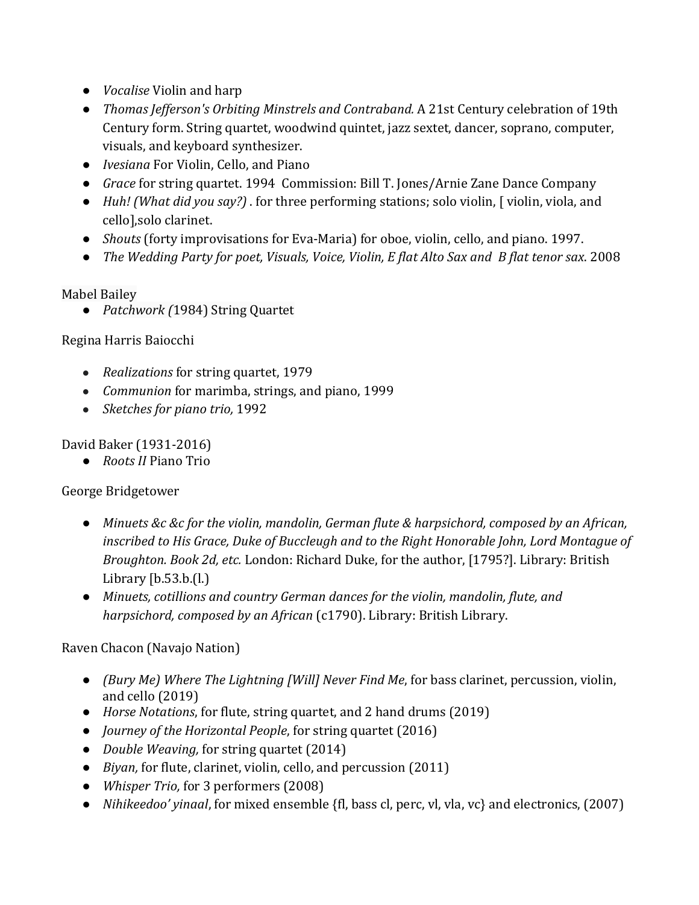- *Vocalise* Violin and harp
- *Thomas Jefferson's Orbiting Minstrels and Contraband.* A 21st Century celebration of 19th Century form. String quartet, woodwind quintet, jazz sextet, dancer, soprano, computer, visuals, and keyboard synthesizer.
- *Ivesiana* For Violin, Cello, and Piano
- *Grace* for string quartet. 1994 Commission: Bill T. Jones/Arnie Zane Dance Company
- *Huh! (What did you say?)* . for three performing stations; solo violin, [ violin, viola, and cello],solo clarinet.
- *Shouts* (forty improvisations for Eva-Maria) for oboe, violin, cello, and piano. 1997.
- *The Wedding Party for poet, Visuals, Voice, Violin, E flat Alto Sax and B flat tenor sax.* 2008

Mabel Bailey

- *Patchwork (*1984) String Quartet

Regina Harris Baiocchi

- *Realizations* for string quartet, 1979
- *Communion* for marimba, strings, and piano, 1999
- *Sketches for piano trio,* 1992

David Baker (1931-2016)

- *Roots II* Piano Trio

George Bridgetower

- *Minuets &c &c for the violin, mandolin, German flute & harpsichord, composed by an African, inscribed to His Grace, Duke of Buccleugh and to the Right Honorable John, Lord Montague of Broughton. Book 2d, etc.* London: Richard Duke, for the author, [1795?]. Library: British Library [b.53.b.(l.)
- *Minuets, cotillions and country German dances for the violin, mandolin, flute, and harpsichord, composed by an African* (c1790). Library: British Library.

Raven Chacon (Navajo Nation)

- *(Bury Me) Where The Lightning [Will] Never Find Me*, for bass clarinet, percussion, violin, and cello (2019)
- *Horse Notations*, for flute, string quartet, and 2 hand drums (2019)
- *Journey of the Horizontal People*, for string quartet (2016)
- *Double Weaving,* for string quartet (2014)
- *Biyan,* for flute, clarinet, violin, cello, and percussion (2011)
- *Whisper Trio,* for 3 performers (2008)
- *Nihikeedoo' yinaal*, for mixed ensemble {fl, bass cl, perc, vl, vla, vc} and electronics, (2007)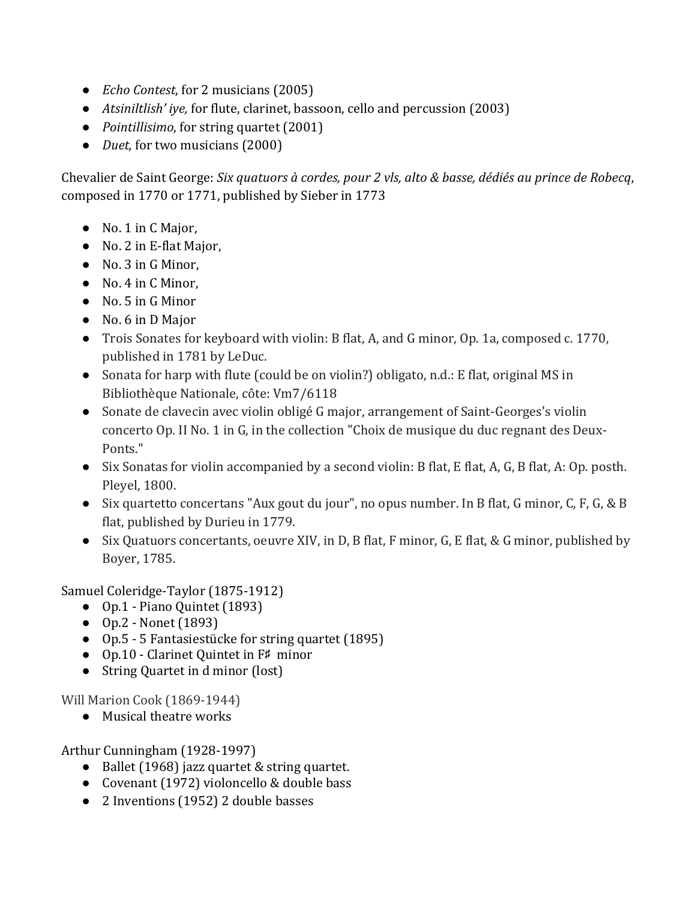- *Echo Contest*, for 2 musicians (2005)
- *Atsiniltlish' iye,* for flute, clarinet, bassoon, cello and percussion (2003)
- *Pointillisimo*, for string quartet (2001)
- *Duet,* for two musicians (2000)

Chevalier de Saint George: *Six quatuors à cordes, pour 2 vls, alto & basse, dédiés au prince de Robecq*, composed in 1770 or 1771, published by Sieber in 1773

- No. 1 in C Major,
- No. 2 in E-flat Major,
- No. 3 in G Minor,
- No. 4 in C Minor,
- No. 5 in G Minor
- No. 6 in D Major
- Trois Sonates for keyboard with violin: B flat, A, and G minor, Op. 1a, composed c. 1770, published in 1781 by LeDuc.
- Sonata for harp with flute (could be on violin?) obligato, n.d.: E flat, original MS in Bibliothèque Nationale, côte: Vm7/6118
- Sonate de clavecin avec violin obligé G major, arrangement of Saint-Georges's violin concerto Op. II No. 1 in G, in the collection "Choix de musique du duc regnant des Deux-Ponts."
- Six Sonatas for violin accompanied by a second violin: B flat, E flat, A, G, B flat, A: Op. posth. Pleyel, 1800.
- Six quartetto concertans "Aux gout du jour", no opus number. In B flat, G minor, C, F, G, & B flat, published by Durieu in 1779.
- Six Quatuors concertants, oeuvre XIV, in D, B flat, F minor, G, E flat, & G minor, published by Boyer, 1785.

Samuel Coleridge-Taylor (1875-1912)

- Op.1 - Piano Quintet (1893)
- Op.2 - Nonet (1893)
- Op.5 - 5 Fantasiestücke for string quartet (1895)
- Op.10 - Clarinet Quintet in F♯ minor
- String Quartet in d minor (lost)

Will Marion Cook (1869-1944)

- Musical theatre works

Arthur Cunningham (1928-1997)

- Ballet (1968) jazz quartet & string quartet.
- Covenant (1972) violoncello & double bass
- 2 Inventions (1952) 2 double basses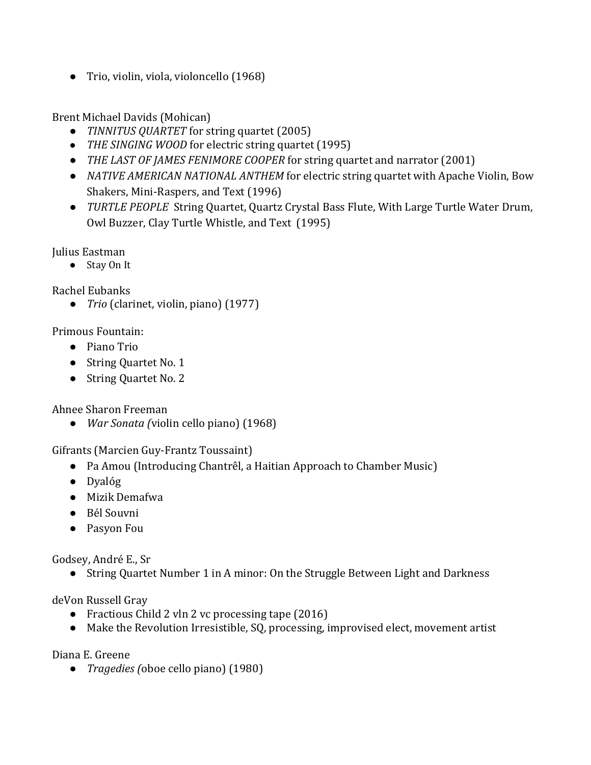- Trio, violin, viola, violoncello (1968)

Brent Michael Davids (Mohican)

- *TINNITUS QUARTET* for string quartet (2005)
- *THE SINGING WOOD* for electric string quartet (1995)
- *THE LAST OF JAMES FENIMORE COOPER* for string quartet and narrator (2001)
- *NATIVE AMERICAN NATIONAL ANTHEM* for electric string quartet with Apache Violin, Bow Shakers, Mini-Raspers, and Text (1996)
- *TURTLE PEOPLE* String Quartet, Quartz Crystal Bass Flute, With Large Turtle Water Drum, Owl Buzzer, Clay Turtle Whistle, and Text (1995)

Julius Eastman

- Stay On It

Rachel Eubanks

- *Trio* (clarinet, violin, piano) (1977)

Primous Fountain:

- Piano Trio
- String Quartet No. 1
- String Quartet No. 2

Ahnee Sharon Freeman

- *War Sonata (*violin cello piano) (1968)

Gifrants (Marcien Guy-Frantz Toussaint)

- Pa Amou (Introducing Chantrêl, a Haitian Approach to Chamber Music)
- Dyalóg
- Mizik Demafwa
- Bél Souvni
- Pasyon Fou

Godsey, André E., Sr

- String Quartet Number 1 in A minor: On the Struggle Between Light and Darkness

deVon Russell Gray

- Fractious Child 2 vln 2 vc processing tape (2016)
- Make the Revolution Irresistible, SQ, processing, improvised elect, movement artist

Diana E. Greene

- *Tragedies (*oboe cello piano) (1980)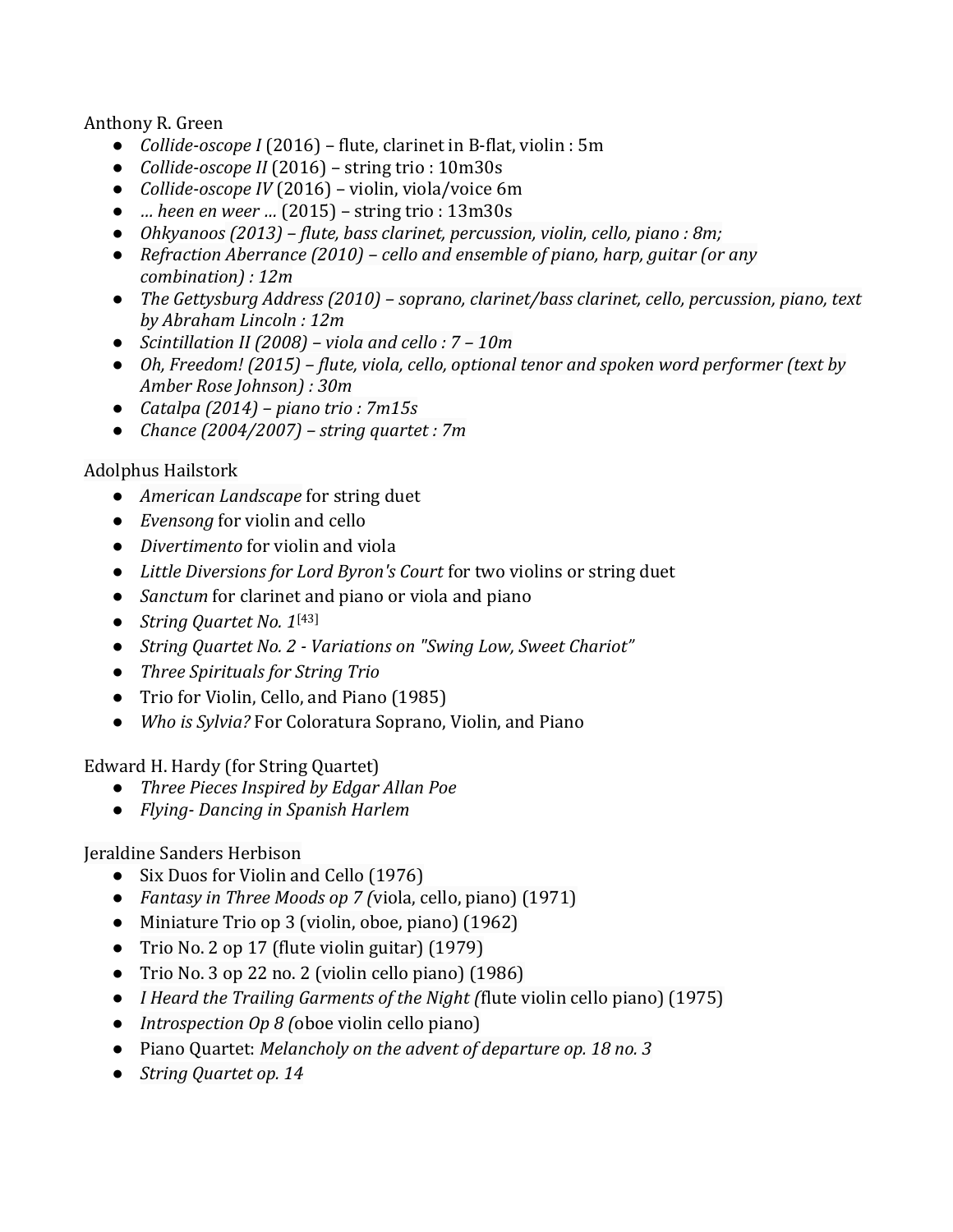Anthony R. Green

- *Collide-oscope I* (2016) – flute, clarinet in B-flat, violin : 5m
- *Collide-oscope II* (2016) – string trio : 10m30s
- *Collide-oscope IV* (2016) – violin, viola/voice 6m
- *… heen en weer …* (2015) – string trio : 13m30s
- *Ohkyanoos (2013) – flute, bass clarinet, percussion, violin, cello, piano : 8m;*
- *Refraction Aberrance (2010) – cello and ensemble of piano, harp, guitar (or any combination) : 12m*
- *The Gettysburg Address (2010) – soprano, clarinet/bass clarinet, cello, percussion, piano, text by Abraham Lincoln : 12m*
- *Scintillation II (2008) – viola and cello : 7 – 10m*
- *Oh, Freedom! (2015) – flute, viola, cello, optional tenor and spoken word performer (text by Amber Rose Johnson) : 30m*
- *Catalpa (2014) – piano trio : 7m15s*
- *Chance (2004/2007) – string quartet : 7m*

Adolphus Hailstork

- *American Landscape* for string duet
- *Evensong* for violin and cello
- *Divertimento* for violin and viola
- *Little Diversions for Lord Byron's Court* for two violins or string duet
- *Sanctum* for clarinet and piano or viola and piano
- *String Quartet No. 1*[43]
- *String Quartet No. 2 - Variations on "Swing Low, Sweet Chariot"*
- *Three Spirituals for String Trio*
- Trio for Violin, Cello, and Piano (1985)
- *Who is Sylvia?* For Coloratura Soprano, Violin, and Piano

Edward H. Hardy (for String Quartet)

- *Three Pieces Inspired by Edgar Allan Poe*
- *Flying- Dancing in Spanish Harlem*

Jeraldine Sanders Herbison

- Six Duos for Violin and Cello (1976)
- *Fantasy in Three Moods op 7 (*viola, cello, piano) (1971)
- Miniature Trio op 3 (violin, oboe, piano) (1962)
- Trio No. 2 op 17 (flute violin guitar) (1979)
- Trio No. 3 op 22 no. 2 (violin cello piano) (1986)
- *I Heard the Trailing Garments of the Night (*flute violin cello piano) (1975)
- *Introspection Op 8 (*oboe violin cello piano)
- Piano Quartet: *Melancholy on the advent of departure op. 18 no. 3*
- *String Quartet op. 14*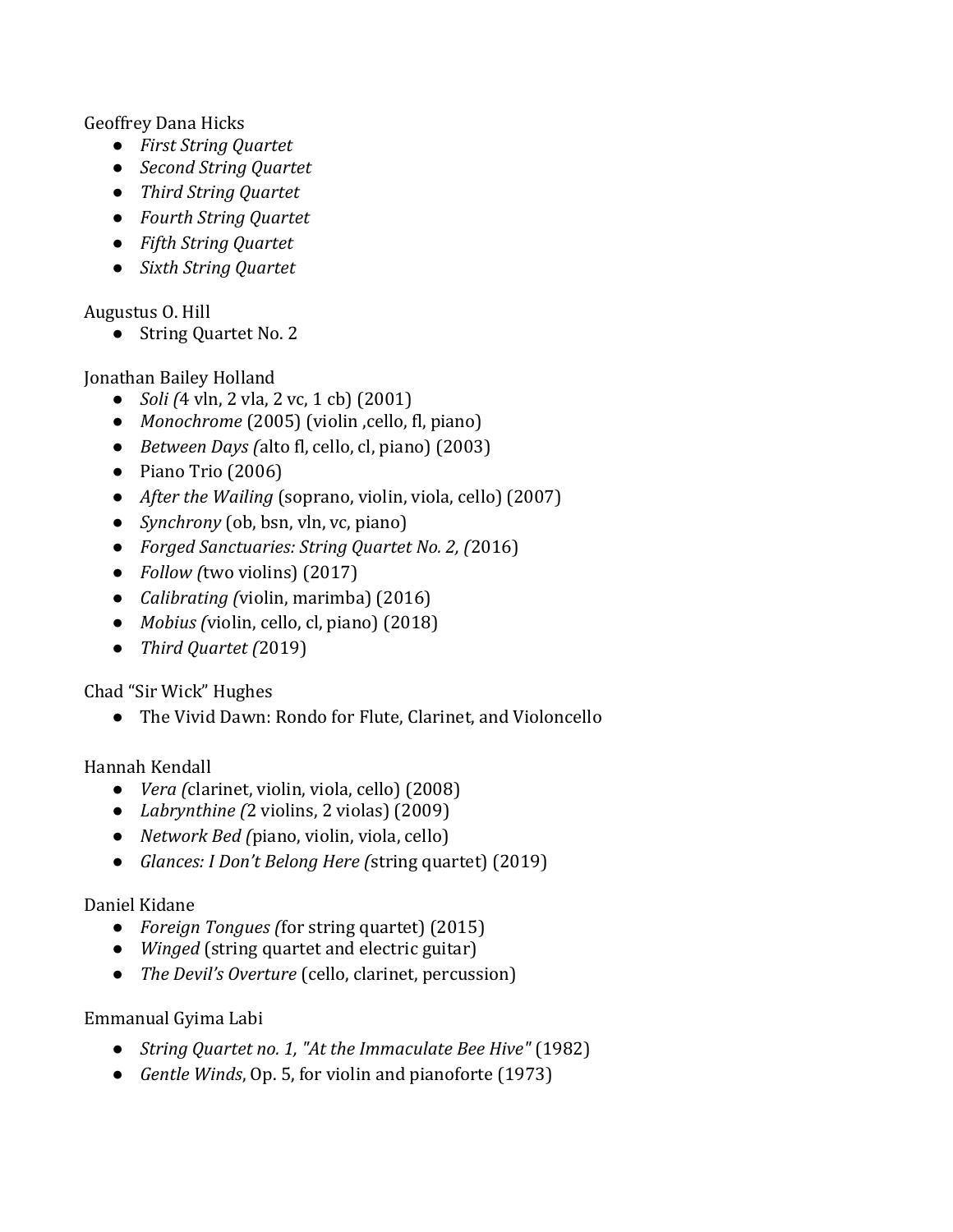Geoffrey Dana Hicks

- *First String Quartet*
- *Second String Quartet*
- *Third String Quartet*
- *Fourth String Quartet*
- *Fifth String Quartet*
- *Sixth String Quartet*

Augustus O. Hill

- String Quartet No. 2

Jonathan Bailey Holland

- *Soli (*4 vln, 2 vla, 2 vc, 1 cb) (2001)
- *Monochrome* (2005) (violin ,cello, fl, piano)
- *Between Days (*alto fl, cello, cl, piano) (2003)
- Piano Trio (2006)
- *After the Wailing* (soprano, violin, viola, cello) (2007)
- *Synchrony* (ob, bsn, vln, vc, piano)
- *Forged Sanctuaries: String Quartet No. 2, (*2016)
- *Follow (*two violins) (2017)
- *Calibrating (*violin, marimba) (2016)
- *Mobius (*violin, cello, cl, piano) (2018)
- *Third Quartet (*2019)

Chad "Sir Wick" Hughes

- The Vivid Dawn: Rondo for Flute, Clarinet, and Violoncello

Hannah Kendall

- *Vera (*clarinet, violin, viola, cello) (2008)
- *Labrynthine (*2 violins, 2 violas) (2009)
- *Network Bed (*piano, violin, viola, cello)
- *Glances: I Don't Belong Here (*string quartet) (2019)

Daniel Kidane

- *Foreign Tongues (*for string quartet) (2015)
- *Winged* (string quartet and electric guitar)
- *The Devil's Overture* (cello, clarinet, percussion)

Emmanual Gyima Labi

- *String Quartet no. 1, "At the Immaculate Bee Hive"* (1982)
- *Gentle Winds*, Op. 5, for violin and pianoforte (1973)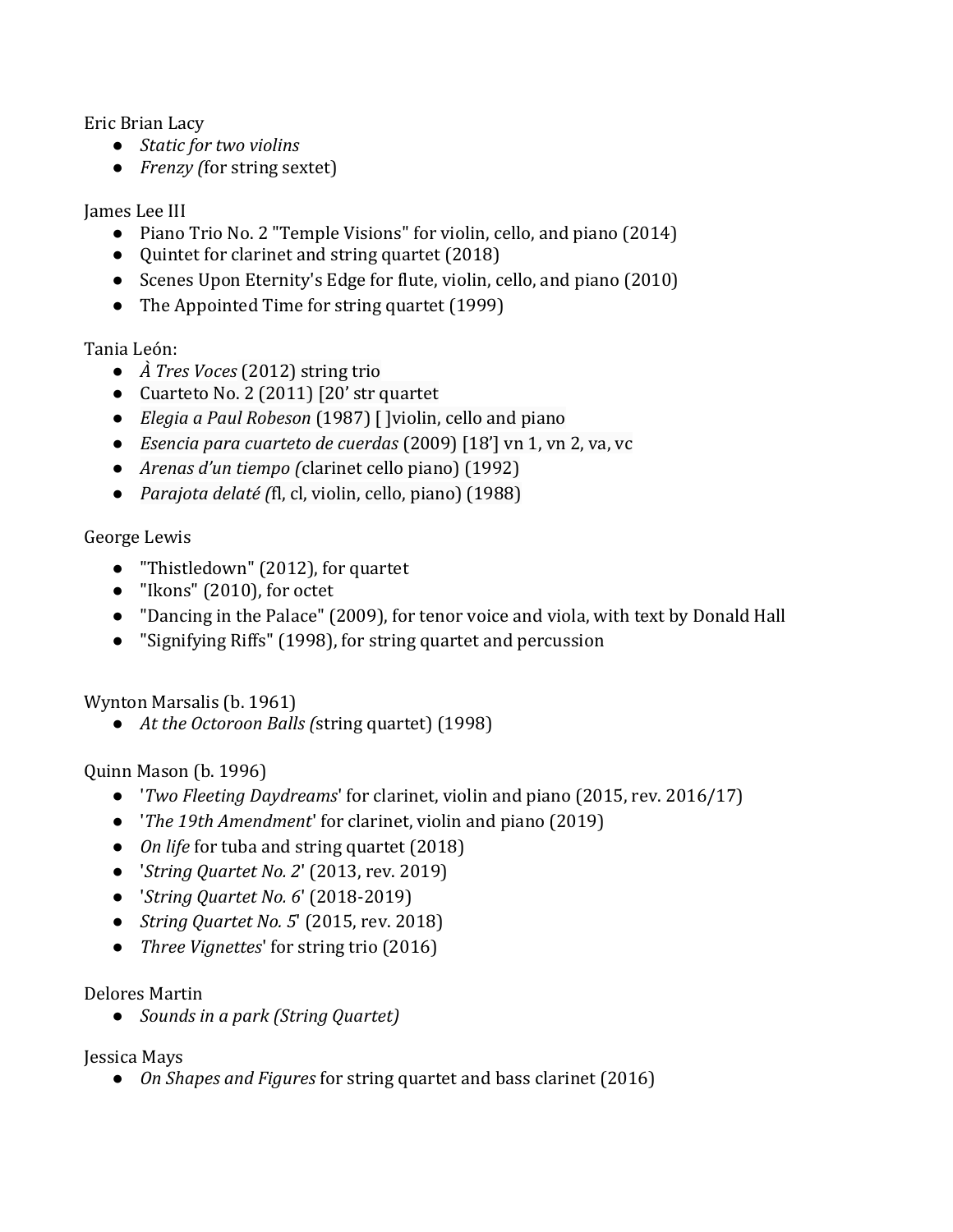Eric Brian Lacy

- *Static for two violins*
- *Frenzy (*for string sextet)

James Lee III

- Piano Trio No. 2 "Temple Visions" for violin, cello, and piano (2014)
- Quintet for clarinet and string quartet (2018)
- Scenes Upon Eternity's Edge for flute, violin, cello, and piano (2010)
- The Appointed Time for string quartet (1999)

Tania León:

- *À Tres Voces* (2012) string trio
- Cuarteto No. 2 (2011) [20' str quartet
- *Elegia a Paul Robeson* (1987) [ ]violin, cello and piano
- *Esencia para cuarteto de cuerdas* (2009) [18'] vn 1, vn 2, va, vc
- *Arenas d'un tiempo (*clarinet cello piano) (1992)
- *Parajota delaté (*fl, cl, violin, cello, piano) (1988)

George Lewis

- "Thistledown" (2012), for quartet
- "Ikons" (2010), for octet
- "Dancing in the Palace" (2009), for tenor voice and viola, with text by Donald Hall
- "Signifying Riffs" (1998), for string quartet and percussion

Wynton Marsalis (b. 1961)

- *At the Octoroon Balls (*string quartet) (1998)

Quinn Mason (b. 1996)

- '*Two Fleeting Daydreams*' for clarinet, violin and piano (2015, rev. 2016/17)
- '*The 19th Amendment*' for clarinet, violin and piano (2019)
- *On life* for tuba and string quartet (2018)
- '*String Quartet No. 2*' (2013, rev. 2019)
- '*String Quartet No. 6*' (2018-2019)
- *String Quartet No. 5*' (2015, rev. 2018)
- *Three Vignettes*' for string trio (2016)

Delores Martin

- *Sounds in a park (String Quartet)*

Jessica Mays

- *On Shapes and Figures* for string quartet and bass clarinet (2016)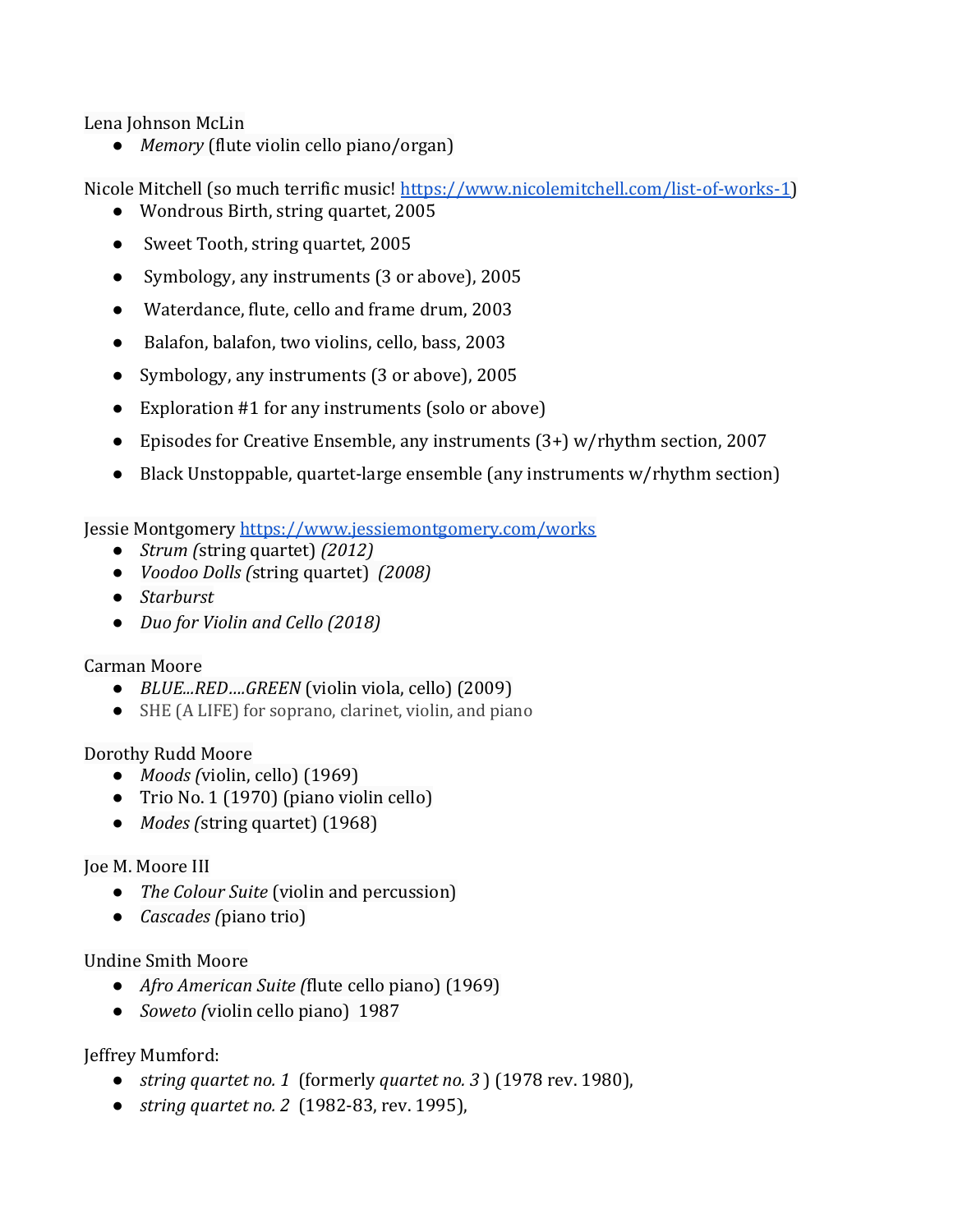Lena Johnson McLin

- *Memory* (flute violin cello piano/organ)

Nicole Mitchell (so much terrific music! [https://www.nicolemitchell.com/list-of-works-1](https://www.nicolemitchell.com/list-of-works-1))

- Wondrous Birth, string quartet, 2005
- Sweet Tooth, string quartet, 2005
- Symbology, any instruments (3 or above), 2005
- Waterdance, flute, cello and frame drum, 2003
- Balafon, balafon, two violins, cello, bass, 2003
- Symbology, any instruments (3 or above), 2005
- Exploration #1 for any instruments (solo or above)
- Episodes for Creative Ensemble, any instruments (3+) w/rhythm section, 2007
- Black Unstoppable, quartet-large ensemble (any instruments w/rhythm section)

Jessie Montgomery [https://www.jessiemontgomery.com/works](https://www.jessiemontgomery.com/works)

- *Strum (*string quartet) *(2012)*
- *Voodoo Dolls (*string quartet) *(2008)*
- *Starburst*
- *Duo for Violin and Cello (2018)*

Carman Moore

- *BLUE...RED....GREEN* (violin viola, cello) (2009)
- SHE (A LIFE) for soprano, clarinet, violin, and piano

Dorothy Rudd Moore

- *Moods (*violin, cello) (1969)
- Trio No. 1 (1970) (piano violin cello)
- *Modes (*string quartet) (1968)

Joe M. Moore III

- *The Colour Suite* (violin and percussion)
- *Cascades (*piano trio)

Undine Smith Moore

- *Afro American Suite (*flute cello piano) (1969)
- *Soweto (*violin cello piano) 1987

Jeffrey Mumford:

- *string quartet no. 1* (formerly *quartet no. 3* ) (1978 rev. 1980),
- *string quartet no. 2* (1982-83, rev. 1995),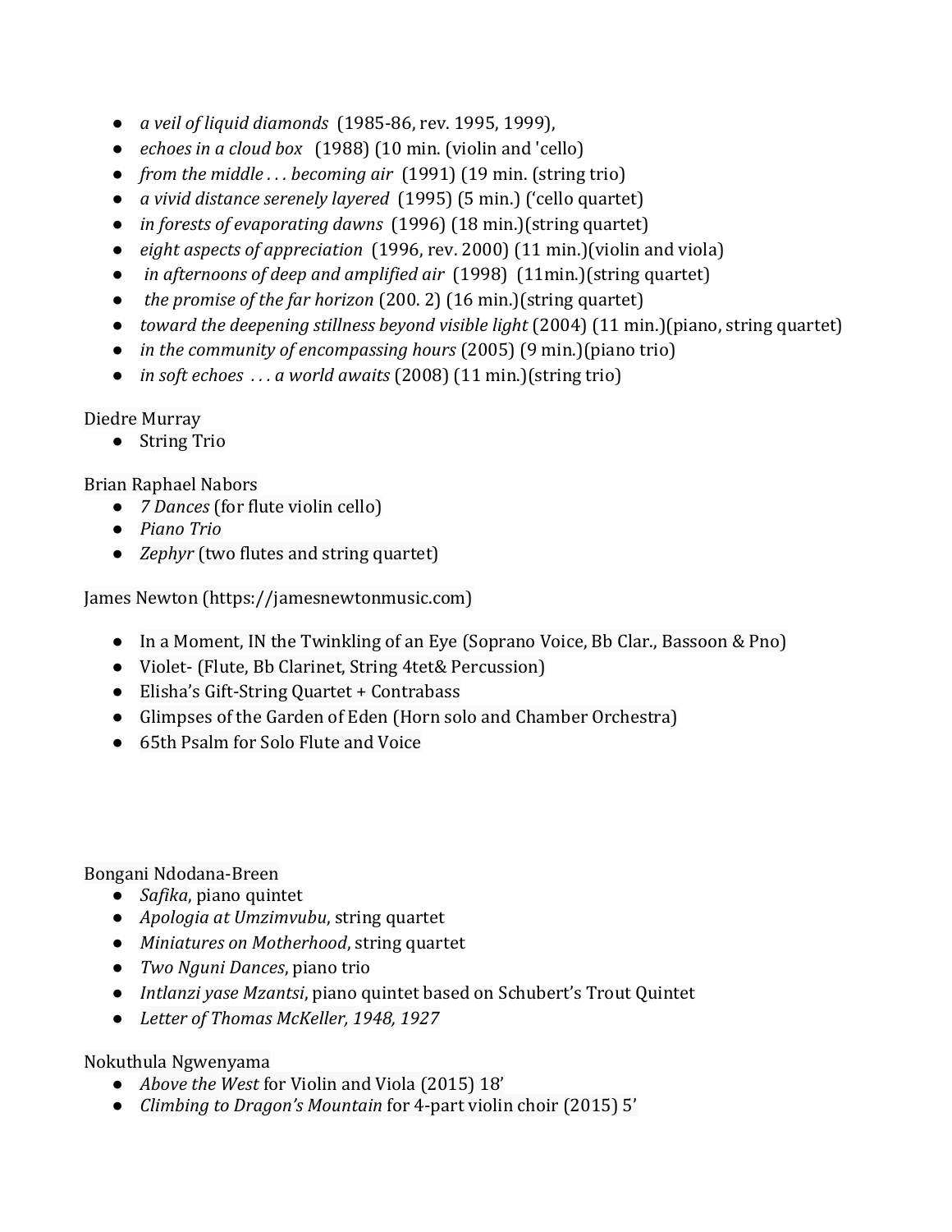- *a veil of liquid diamonds* (1985-86, rev. 1995, 1999),
- *echoes in a cloud box* (1988) (10 min. (violin and 'cello)
- *from the middle . . . becoming air* (1991) (19 min. (string trio)
- *a vivid distance serenely layered* (1995) (5 min.) ('cello quartet)
- *in forests of evaporating dawns* (1996) (18 min.)(string quartet)
- *eight aspects of appreciation* (1996, rev. 2000) (11 min.)(violin and viola)
- *in afternoons of deep and amplified air* (1998) (11min.)(string quartet)
- *the promise of the far horizon* (200. 2) (16 min.)(string quartet)
- *toward the deepening stillness beyond visible light* (2004) (11 min.)(piano, string quartet)
- *in the community of encompassing hours* (2005) (9 min.)(piano trio)
- *in soft echoes . . . a world awaits* (2008) (11 min.)(string trio)

Diedre Murray
- String Trio

Brian Raphael Nabors
- *7 Dances* (for flute violin cello)
- *Piano Trio*
- *Zephyr* (two flutes and string quartet)

James Newton (https://jamesnewtonmusic.com)

- In a Moment, IN the Twinkling of an Eye (Soprano Voice, Bb Clar., Bassoon & Pno)
- Violet- (Flute, Bb Clarinet, String 4tet& Percussion)
- Elisha's Gift-String Quartet + Contrabass
- Glimpses of the Garden of Eden (Horn solo and Chamber Orchestra)
- 65th Psalm for Solo Flute and Voice

Bongani Ndodana-Breen
- *Safika*, piano quintet
- *Apologia at Umzimvubu*, string quartet
- *Miniatures on Motherhood*, string quartet
- *Two Nguni Dances*, piano trio
- *Intlanzi yase Mzantsi*, piano quintet based on Schubert's Trout Quintet
- *Letter of Thomas McKeller, 1948, 1927*

Nokuthula Ngwenyama
- *Above the West* for Violin and Viola (2015) 18'
- *Climbing to Dragon's Mountain* for 4-part violin choir (2015) 5'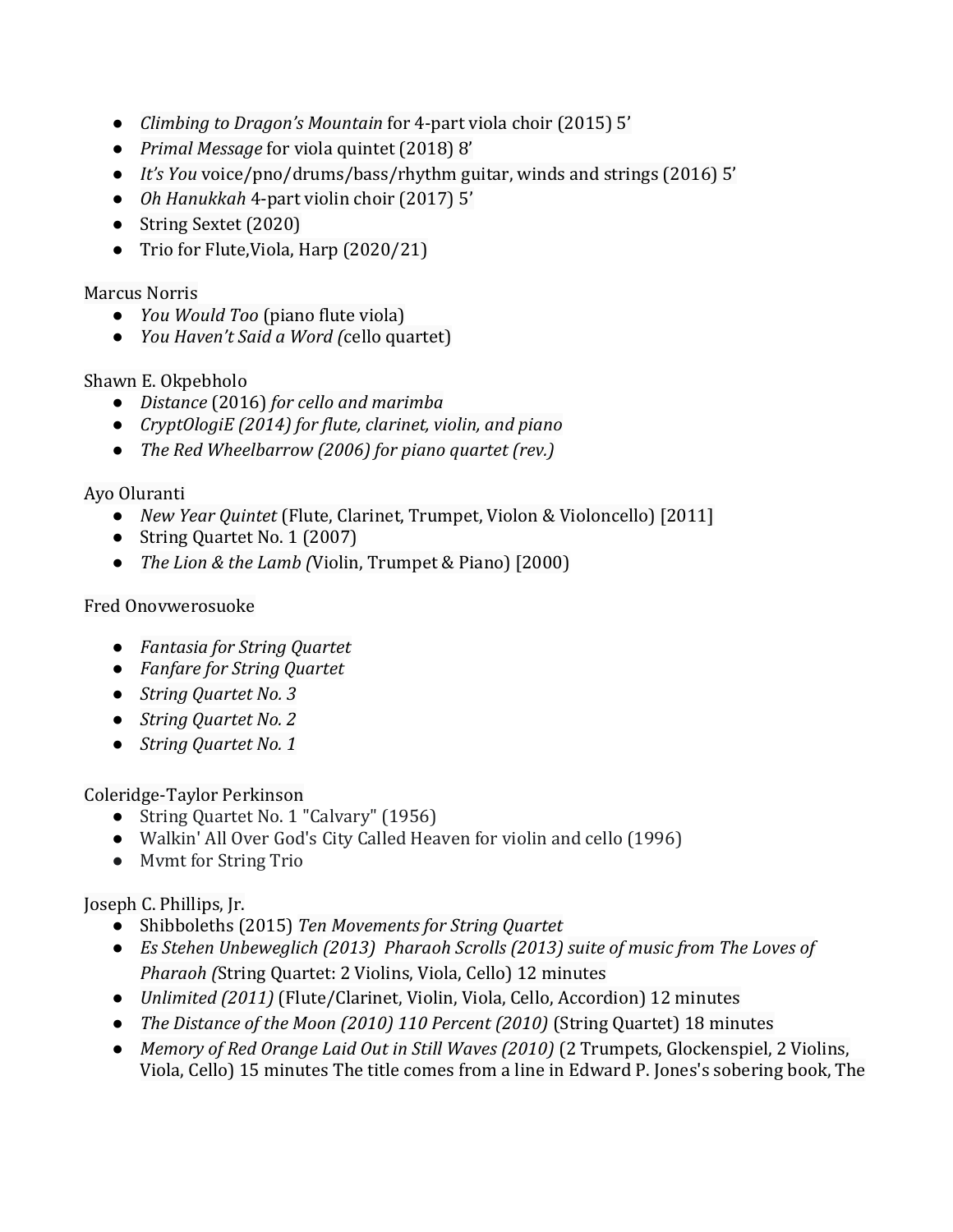- *Climbing to Dragon's Mountain* for 4-part viola choir (2015) 5'
- *Primal Message* for viola quintet (2018) 8'
- *It's You* voice/pno/drums/bass/rhythm guitar, winds and strings (2016) 5'
- *Oh Hanukkah* 4-part violin choir (2017) 5'
- String Sextet (2020)
- Trio for Flute,Viola, Harp (2020/21)

Marcus Norris

- *You Would Too* (piano flute viola)
- *You Haven't Said a Word (*cello quartet)

Shawn E. Okpebholo

- *Distance* (2016) *for cello and marimba*
- *CryptOlogiE (2014) for flute, clarinet, violin, and piano*
- *The Red Wheelbarrow (2006) for piano quartet (rev.)*

Ayo Oluranti

- *New Year Quintet* (Flute, Clarinet, Trumpet, Violon & Violoncello) [2011]
- String Quartet No. 1 (2007)
- *The Lion & the Lamb (*Violin, Trumpet & Piano) [2000)

Fred Onovwerosuoke

- *Fantasia for String Quartet*
- *Fanfare for String Quartet*
- *String Quartet No. 3*
- *String Quartet No. 2*
- *String Quartet No. 1*

Coleridge-Taylor Perkinson

- String Quartet No. 1 "Calvary" (1956)
- Walkin' All Over God's City Called Heaven for violin and cello (1996)
- Mvmt for String Trio

Joseph C. Phillips, Jr.

- Shibboleths (2015) *Ten Movements for String Quartet*
- *Es Stehen Unbeweglich (2013) Pharaoh Scrolls (2013) suite of music from The Loves of Pharaoh (*String Quartet: 2 Violins, Viola, Cello) 12 minutes
- *Unlimited (2011)* (Flute/Clarinet, Violin, Viola, Cello, Accordion) 12 minutes
- *The Distance of the Moon (2010) 110 Percent (2010)* (String Quartet) 18 minutes
- *Memory of Red Orange Laid Out in Still Waves (2010)* (2 Trumpets, Glockenspiel, 2 Violins, Viola, Cello) 15 minutes The title comes from a line in Edward P. Jones's sobering book, The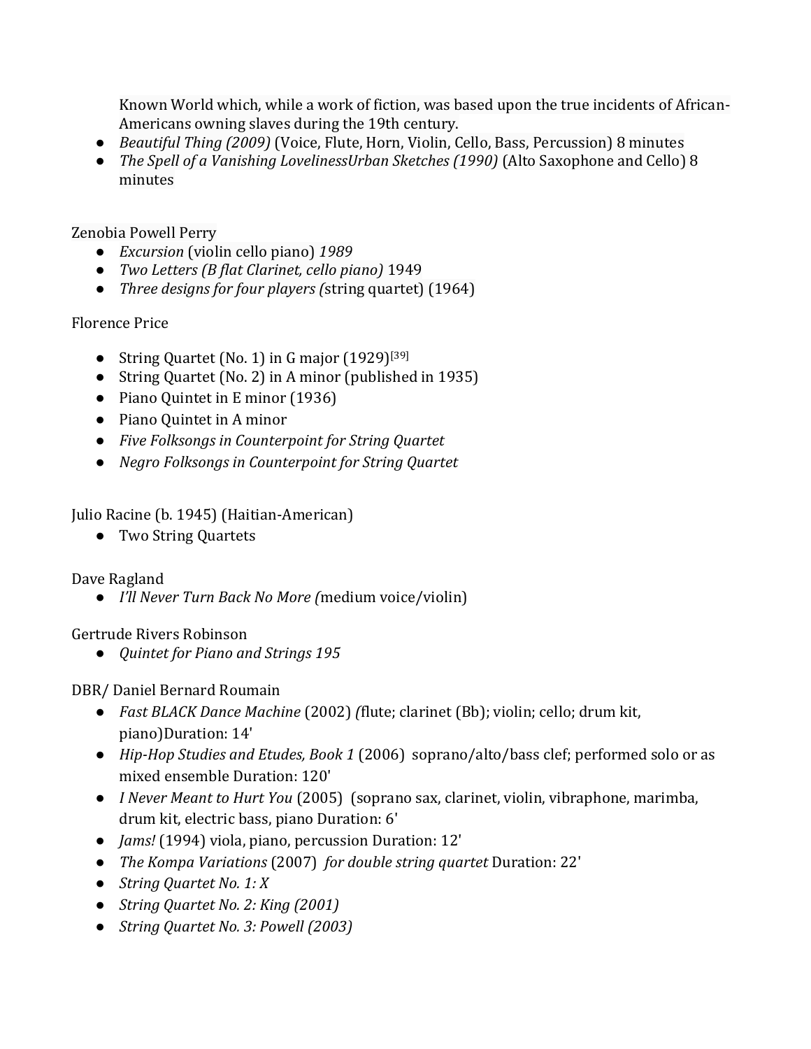Known World which, while a work of fiction, was based upon the true incidents of African-Americans owning slaves during the 19th century.

- *Beautiful Thing (2009)* (Voice, Flute, Horn, Violin, Cello, Bass, Percussion) 8 minutes
- *The Spell of a Vanishing LovelinessUrban Sketches (1990)* (Alto Saxophone and Cello) 8 minutes

Zenobia Powell Perry

- *Excursion* (violin cello piano) *1989*
- *Two Letters (B flat Clarinet, cello piano)* 1949
- *Three designs for four players (*string quartet) (1964)

Florence Price

- String Quartet (No. 1) in G major (1929)[39]
- String Quartet (No. 2) in A minor (published in 1935)
- Piano Quintet in E minor (1936)
- Piano Quintet in A minor
- *Five Folksongs in Counterpoint for String Quartet*
- *Negro Folksongs in Counterpoint for String Quartet*

Julio Racine (b. 1945) (Haitian-American)

- Two String Quartets

Dave Ragland

- *I'll Never Turn Back No More (*medium voice/violin)

Gertrude Rivers Robinson

- *Quintet for Piano and Strings 195*

DBR/ Daniel Bernard Roumain

- *Fast BLACK Dance Machine* (2002) *(*flute; clarinet (Bb); violin; cello; drum kit, piano)Duration: 14'
- *Hip-Hop Studies and Etudes, Book 1* (2006) soprano/alto/bass clef; performed solo or as mixed ensemble Duration: 120'
- *I Never Meant to Hurt You* (2005) (soprano sax, clarinet, violin, vibraphone, marimba, drum kit, electric bass, piano Duration: 6'
- *Jams!* (1994) viola, piano, percussion Duration: 12'
- *The Kompa Variations* (2007) *for double string quartet* Duration: 22'
- *String Quartet No. 1: X*
- *String Quartet No. 2: King (2001)*
- *String Quartet No. 3: Powell (2003)*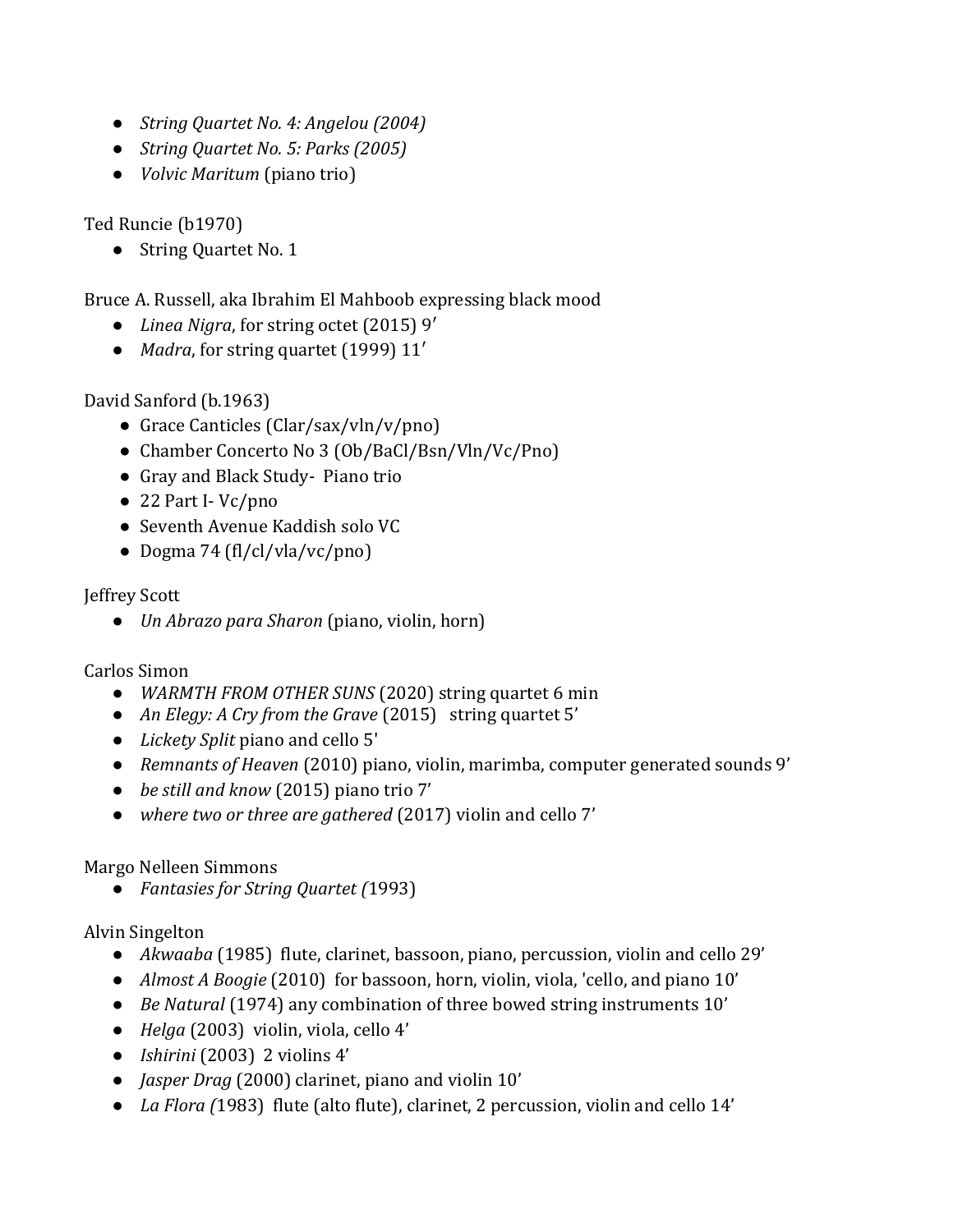- *String Quartet No. 4: Angelou (2004)*
- *String Quartet No. 5: Parks (2005)*
- *Volvic Maritum* (piano trio)

Ted Runcie (b1970)

- String Quartet No. 1

Bruce A. Russell, aka Ibrahim El Mahboob expressing black mood

- *Linea Nigra*, for string octet (2015) 9′
- *Madra*, for string quartet (1999) 11′

David Sanford (b.1963)

- Grace Canticles (Clar/sax/vln/v/pno)
- Chamber Concerto No 3 (Ob/BaCl/Bsn/Vln/Vc/Pno)
- Gray and Black Study- Piano trio
- 22 Part I- Vc/pno
- Seventh Avenue Kaddish solo VC
- Dogma 74 (fl/cl/vla/vc/pno)

Jeffrey Scott

- *Un Abrazo para Sharon* (piano, violin, horn)

Carlos Simon

- *WARMTH FROM OTHER SUNS* (2020) string quartet 6 min
- *An Elegy: A Cry from the Grave* (2015) string quartet 5'
- *Lickety Split* piano and cello 5'
- *Remnants of Heaven* (2010) piano, violin, marimba, computer generated sounds 9'
- *be still and know* (2015) piano trio 7'
- *where two or three are gathered* (2017) violin and cello 7'

Margo Nelleen Simmons

- *Fantasies for String Quartet (*1993)

Alvin Singelton

- *Akwaaba* (1985) flute, clarinet, bassoon, piano, percussion, violin and cello 29'
- *Almost A Boogie* (2010) for bassoon, horn, violin, viola, 'cello, and piano 10'
- *Be Natural* (1974) any combination of three bowed string instruments 10'
- *Helga* (2003) violin, viola, cello 4'
- *Ishirini* (2003) 2 violins 4'
- *Jasper Drag* (2000) clarinet, piano and violin 10'
- *La Flora (*1983) flute (alto flute), clarinet, 2 percussion, violin and cello 14'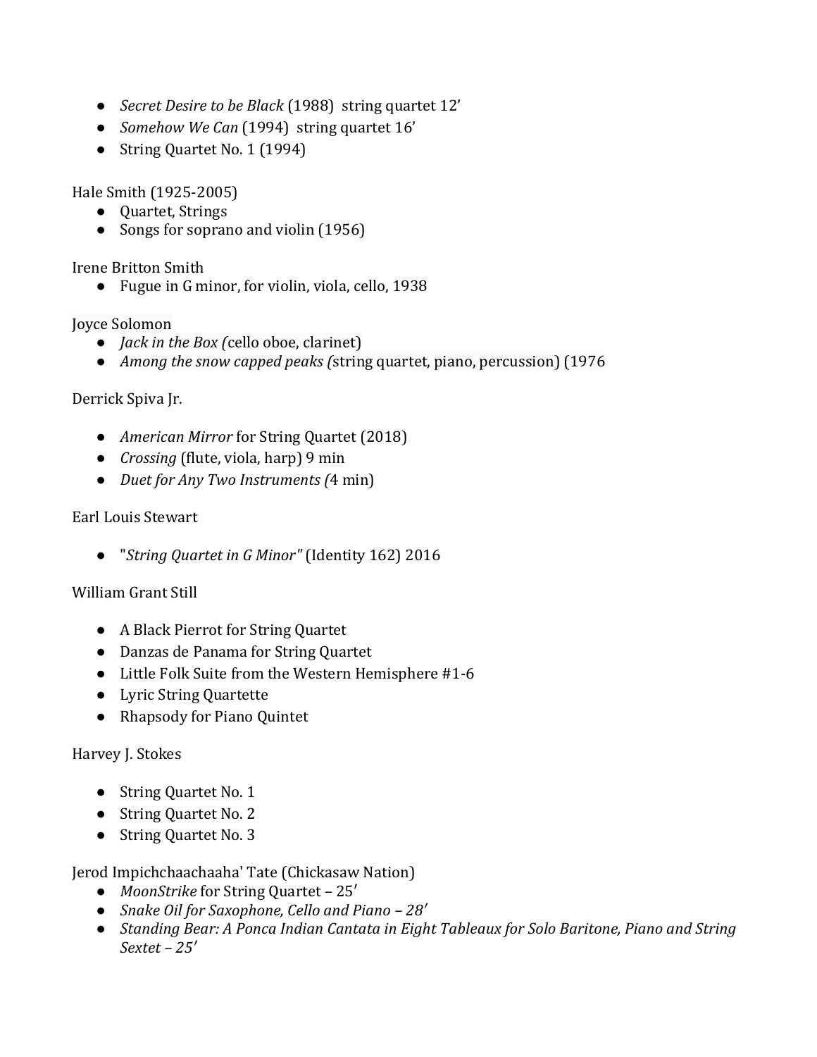- *Secret Desire to be Black* (1988)  string quartet 12'
- *Somehow We Can* (1994)  string quartet 16'
- String Quartet No. 1 (1994)

Hale Smith (1925-2005)

- Quartet, Strings
- Songs for soprano and violin (1956)

Irene Britton Smith

- Fugue in G minor, for violin, viola, cello, 1938

Joyce Solomon

- *Jack in the Box (*cello oboe, clarinet)
- *Among the snow capped peaks (*string quartet, piano, percussion) (1976

Derrick Spiva Jr.

- *American Mirror* for String Quartet (2018)
- *Crossing* (flute, viola, harp) 9 min
- *Duet for Any Two Instruments (*4 min)

Earl Louis Stewart

- "*String Quartet in G Minor"* (Identity 162) 2016

William Grant Still

- A Black Pierrot for String Quartet
- Danzas de Panama for String Quartet
- Little Folk Suite from the Western Hemisphere #1-6
- Lyric String Quartette
- Rhapsody for Piano Quintet

Harvey J. Stokes

- String Quartet No. 1
- String Quartet No. 2
- String Quartet No. 3

Jerod Impichchaachaaha' Tate (Chickasaw Nation)

- *MoonStrike* for String Quartet – 25′
- *Snake Oil for Saxophone, Cello and Piano – 28′*
- *Standing Bear: A Ponca Indian Cantata in Eight Tableaux for Solo Baritone, Piano and String Sextet – 25′*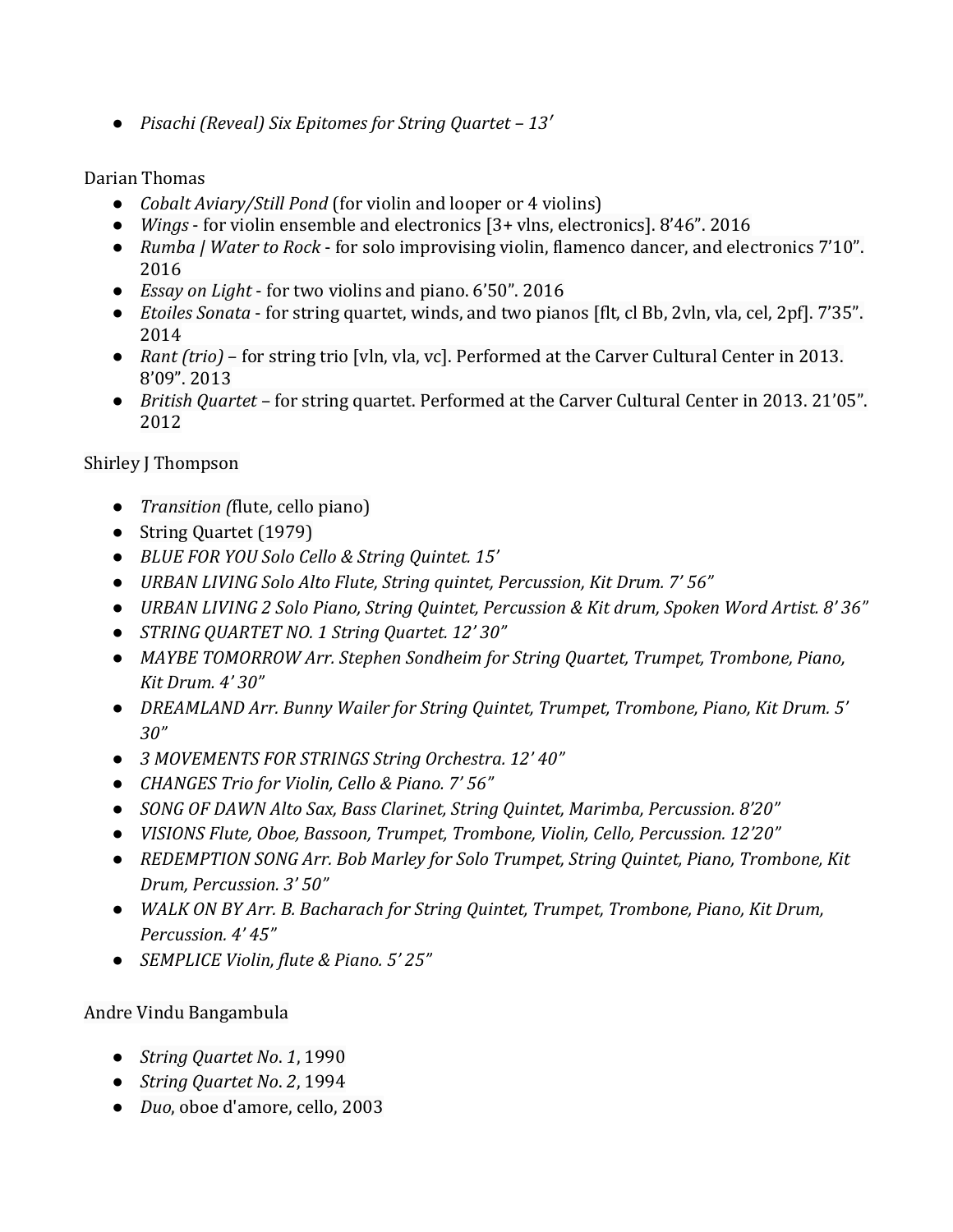- *Pisachi (Reveal) Six Epitomes for String Quartet – 13′*

Darian Thomas

- *Cobalt Aviary/Still Pond* (for violin and looper or 4 violins)
- *Wings* - for violin ensemble and electronics [3+ vlns, electronics]. 8’46”. 2016
- *Rumba | Water to Rock* - for solo improvising violin, flamenco dancer, and electronics 7’10”. 2016
- *Essay on Light* - for two violins and piano. 6’50”. 2016
- *Etoiles Sonata* - for string quartet, winds, and two pianos [flt, cl Bb, 2vln, vla, cel, 2pf]. 7’35”. 2014
- *Rant (trio)* – for string trio [vln, vla, vc]. Performed at the Carver Cultural Center in 2013. 8’09”. 2013
- *British Quartet* – for string quartet. Performed at the Carver Cultural Center in 2013. 21’05”. 2012

Shirley J Thompson

- *Transition (*flute, cello piano)
- String Quartet (1979)
- *BLUE FOR YOU Solo Cello & String Quintet. 15’*
- *URBAN LIVING Solo Alto Flute, String quintet, Percussion, Kit Drum. 7’ 56”*
- *URBAN LIVING 2 Solo Piano, String Quintet, Percussion & Kit drum, Spoken Word Artist. 8’ 36”*
- *STRING QUARTET NO. 1 String Quartet. 12’ 30”*
- *MAYBE TOMORROW Arr. Stephen Sondheim for String Quartet, Trumpet, Trombone, Piano, Kit Drum. 4’ 30”*
- *DREAMLAND Arr. Bunny Wailer for String Quintet, Trumpet, Trombone, Piano, Kit Drum. 5’ 30”*
- *3 MOVEMENTS FOR STRINGS String Orchestra. 12’ 40”*
- *CHANGES Trio for Violin, Cello & Piano. 7’ 56”*
- *SONG OF DAWN Alto Sax, Bass Clarinet, String Quintet, Marimba, Percussion. 8’20”*
- *VISIONS Flute, Oboe, Bassoon, Trumpet, Trombone, Violin, Cello, Percussion. 12’20”*
- *REDEMPTION SONG Arr. Bob Marley for Solo Trumpet, String Quintet, Piano, Trombone, Kit Drum, Percussion. 3’ 50”*
- *WALK ON BY Arr. B. Bacharach for String Quintet, Trumpet, Trombone, Piano, Kit Drum, Percussion. 4’ 45”*
- *SEMPLICE Violin, flute & Piano. 5’ 25”*

Andre Vindu Bangambula

- *String Quartet No. 1*, 1990
- *String Quartet No. 2*, 1994
- *Duo*, oboe d'amore, cello, 2003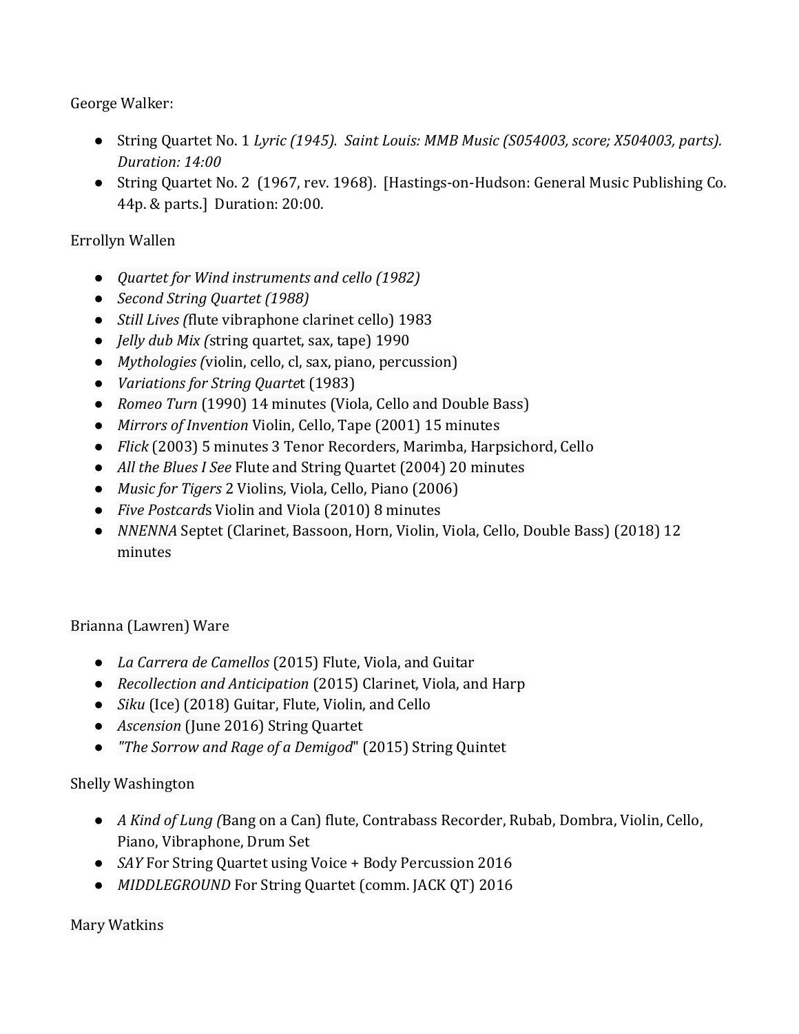George Walker:

- String Quartet No. 1 *Lyric (1945). Saint Louis: MMB Music (S054003, score; X504003, parts). Duration: 14:00*
- String Quartet No. 2 (1967, rev. 1968). [Hastings-on-Hudson: General Music Publishing Co. 44p. & parts.] Duration: 20:00.

Errollyn Wallen

- *Quartet for Wind instruments and cello (1982)*
- *Second String Quartet (1988)*
- *Still Lives (*flute vibraphone clarinet cello) 1983
- *Jelly dub Mix (*string quartet, sax, tape) 1990
- *Mythologies (*violin, cello, cl, sax, piano, percussion)
- *Variations for String Quarte*t (1983)
- *Romeo Turn* (1990) 14 minutes (Viola, Cello and Double Bass)
- *Mirrors of Invention* Violin, Cello, Tape (2001) 15 minutes
- *Flick* (2003) 5 minutes 3 Tenor Recorders, Marimba, Harpsichord, Cello
- *All the Blues I See* Flute and String Quartet (2004) 20 minutes
- *Music for Tigers* 2 Violins, Viola, Cello, Piano (2006)
- *Five Postcard*s Violin and Viola (2010) 8 minutes
- *NNENNA* Septet (Clarinet, Bassoon, Horn, Violin, Viola, Cello, Double Bass) (2018) 12 minutes

Brianna (Lawren) Ware

- *La Carrera de Camellos* (2015) Flute, Viola, and Guitar
- *Recollection and Anticipation* (2015) Clarinet, Viola, and Harp
- *Siku* (Ice) (2018) Guitar, Flute, Violin, and Cello
- *Ascension* (June 2016) String Quartet
- *"The Sorrow and Rage of a Demigod*" (2015) String Quintet

Shelly Washington

- *A Kind of Lung (*Bang on a Can) flute, Contrabass Recorder, Rubab, Dombra, Violin, Cello, Piano, Vibraphone, Drum Set
- *SAY* For String Quartet using Voice + Body Percussion 2016
- *MIDDLEGROUND* For String Quartet (comm. JACK QT) 2016

Mary Watkins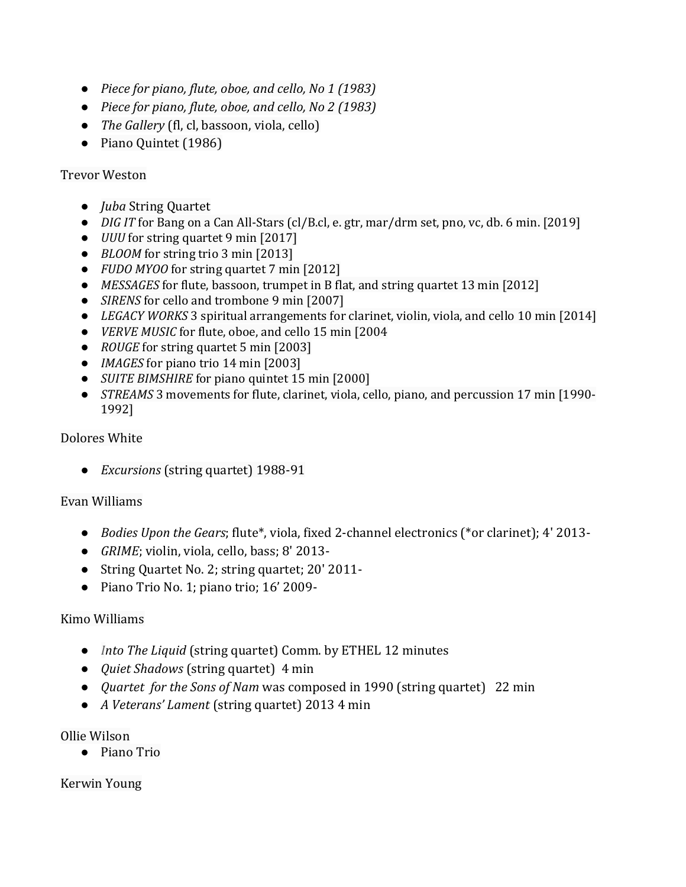- *Piece for piano, flute, oboe, and cello, No 1 (1983)*
- *Piece for piano, flute, oboe, and cello, No 2 (1983)*
- *The Gallery* (fl, cl, bassoon, viola, cello)
- Piano Quintet (1986)

Trevor Weston

- *Juba* String Quartet
- *DIG IT* for Bang on a Can All-Stars (cl/B.cl, e. gtr, mar/drm set, pno, vc, db. 6 min. [2019]
- *UUU* for string quartet 9 min [2017]
- *BLOOM* for string trio 3 min [2013]
- *FUDO MYOO* for string quartet 7 min [2012]
- *MESSAGES* for flute, bassoon, trumpet in B flat, and string quartet 13 min [2012]
- *SIRENS* for cello and trombone 9 min [2007]
- *LEGACY WORKS* 3 spiritual arrangements for clarinet, violin, viola, and cello 10 min [2014]
- *VERVE MUSIC* for flute, oboe, and cello 15 min [2004
- *ROUGE* for string quartet 5 min [2003]
- *IMAGES* for piano trio 14 min [2003]
- *SUITE BIMSHIRE* for piano quintet 15 min [2000]
- *STREAMS* 3 movements for flute, clarinet, viola, cello, piano, and percussion 17 min [1990-1992]

Dolores White

- *Excursions* (string quartet) 1988-91

Evan Williams

- *Bodies Upon the Gears*; flute*, viola, fixed 2-channel electronics (*or clarinet); 4' 2013-
- *GRIME*; violin, viola, cello, bass; 8' 2013-
- String Quartet No. 2; string quartet; 20' 2011-
- Piano Trio No. 1; piano trio; 16' 2009-

Kimo Williams

- *Into The Liquid* (string quartet) Comm. by ETHEL 12 minutes
- *Quiet Shadows* (string quartet) 4 min
- *Quartet for the Sons of Nam* was composed in 1990 (string quartet) 22 min
- *A Veterans' Lament* (string quartet) 2013 4 min

Ollie Wilson

- Piano Trio

Kerwin Young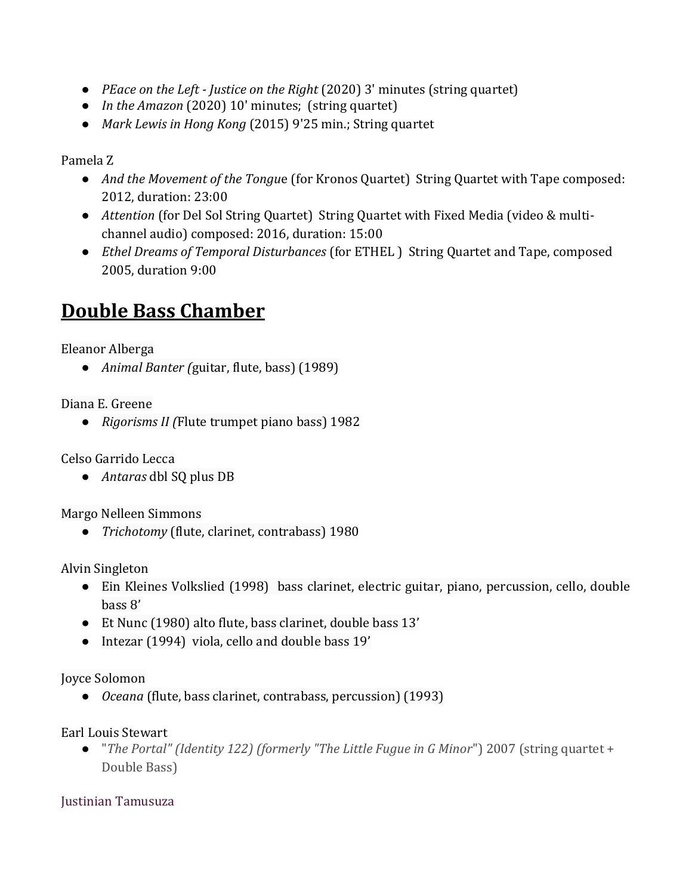- *PEace on the Left - Justice on the Right* (2020) 3' minutes (string quartet)
- *In the Amazon* (2020) 10' minutes;  (string quartet)
- *Mark Lewis in Hong Kong* (2015) 9'25 min.; String quartet

Pamela Z

- *And the Movement of the Tongue* (for Kronos Quartet)  String Quartet with Tape composed: 2012, duration: 23:00
- *Attention* (for Del Sol String Quartet)  String Quartet with Fixed Media (video & multi-channel audio) composed: 2016, duration: 15:00
- *Ethel Dreams of Temporal Disturbances* (for ETHEL )  String Quartet and Tape, composed 2005, duration 9:00

## **Double Bass Chamber**

Eleanor Alberga

- *Animal Banter (*guitar, flute, bass) (1989)

Diana E. Greene

- *Rigorisms II (*Flute trumpet piano bass) 1982

Celso Garrido Lecca

- *Antaras* dbl SQ plus DB

Margo Nelleen Simmons

- *Trichotomy* (flute, clarinet, contrabass) 1980

Alvin Singleton

- Ein Kleines Volkslied (1998)  bass clarinet, electric guitar, piano, percussion, cello, double bass 8'
- Et Nunc (1980) alto flute, bass clarinet, double bass 13'
- Intezar (1994)  viola, cello and double bass 19'

Joyce Solomon

- *Oceana* (flute, bass clarinet, contrabass, percussion) (1993)

Earl Louis Stewart

- "*The Portal" (Identity 122) (formerly "The Little Fugue in G Minor*") 2007 (string quartet + Double Bass)

Justinian Tamusuza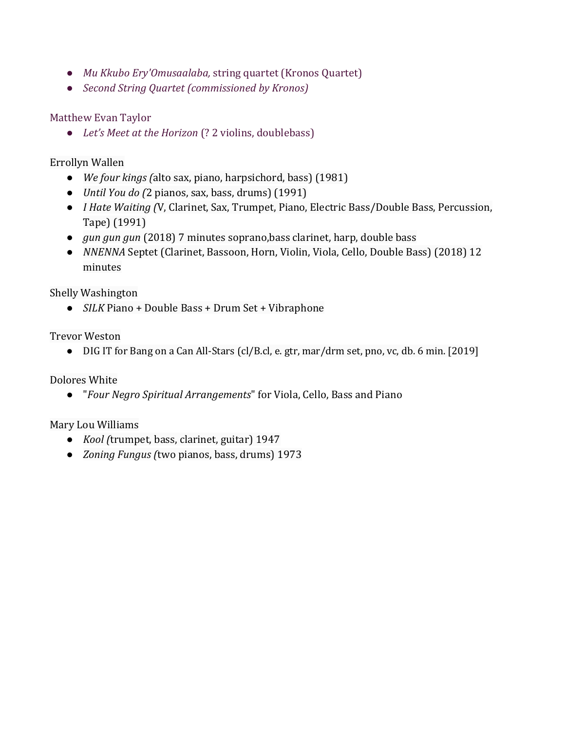- *Mu Kkubo Ery'Omusaalaba,* string quartet (Kronos Quartet)
- *Second String Quartet (commissioned by Kronos)*

Matthew Evan Taylor

- *Let's Meet at the Horizon* (? 2 violins, doublebass)

Errollyn Wallen

- *We four kings (*alto sax, piano, harpsichord, bass) (1981)
- *Until You do (*2 pianos, sax, bass, drums) (1991)
- *I Hate Waiting (*V, Clarinet, Sax, Trumpet, Piano, Electric Bass/Double Bass, Percussion, Tape) (1991)
- *gun gun gun* (2018) 7 minutes soprano,bass clarinet, harp, double bass
- *NNENNA* Septet (Clarinet, Bassoon, Horn, Violin, Viola, Cello, Double Bass) (2018) 12 minutes

Shelly Washington

- *SILK* Piano + Double Bass + Drum Set + Vibraphone

Trevor Weston

- DIG IT for Bang on a Can All-Stars (cl/B.cl, e. gtr, mar/drm set, pno, vc, db. 6 min. [2019]

Dolores White

- "*Four Negro Spiritual Arrangements*" for Viola, Cello, Bass and Piano

Mary Lou Williams

- *Kool (*trumpet, bass, clarinet, guitar) 1947
- *Zoning Fungus (*two pianos, bass, drums) 1973